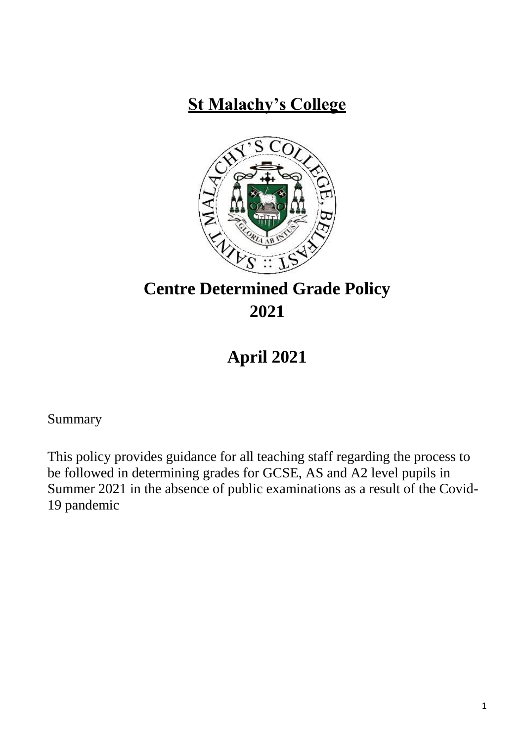# St Malachy's College

# Centre Determined Grade Policy 2021

## April 2021

Summary

This policy provides guidance for all teaching staff regarding the process to be followed in determining grades for GCSE, AS and A2 level pupils in Summer 2021 in the absence of public examinations as a result of the Covid-19 pandemic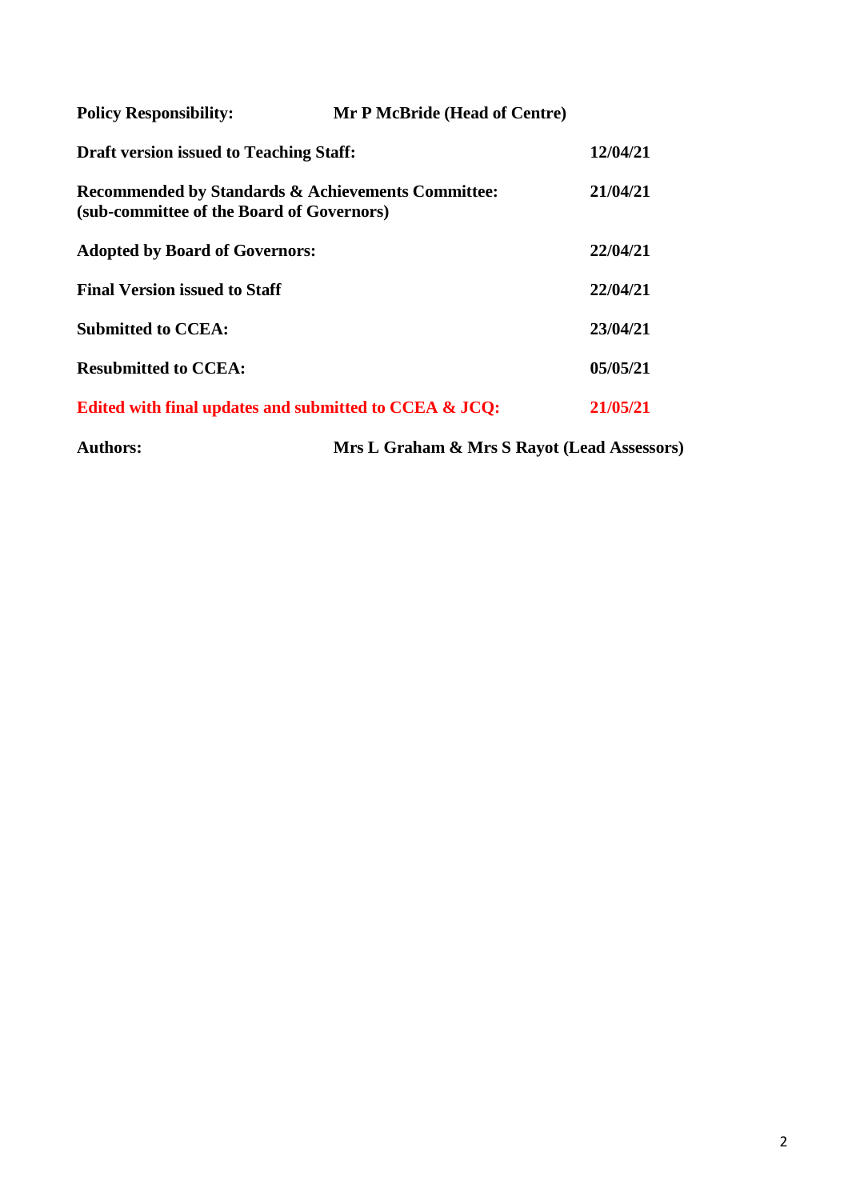| | |
|---|---|
| **Policy Responsibility:** | **Mr P McBride (Head of Centre)** |
| **Draft version issued to Teaching Staff:** | **12/04/21** |
| **Recommended by Standards & Achievements Committee: (sub-committee of the Board of Governors)** | **21/04/21** |
| **Adopted by Board of Governors:** | **22/04/21** |
| **Final Version issued to Staff** | **22/04/21** |
| **Submitted to CCEA:** | **23/04/21** |
| **Resubmitted to CCEA:** | **05/05/21** |
| **Edited with final updates and submitted to CCEA & JCQ:** | **21/05/21** |
| **Authors:** | **Mrs L Graham & Mrs S Rayot (Lead Assessors)** |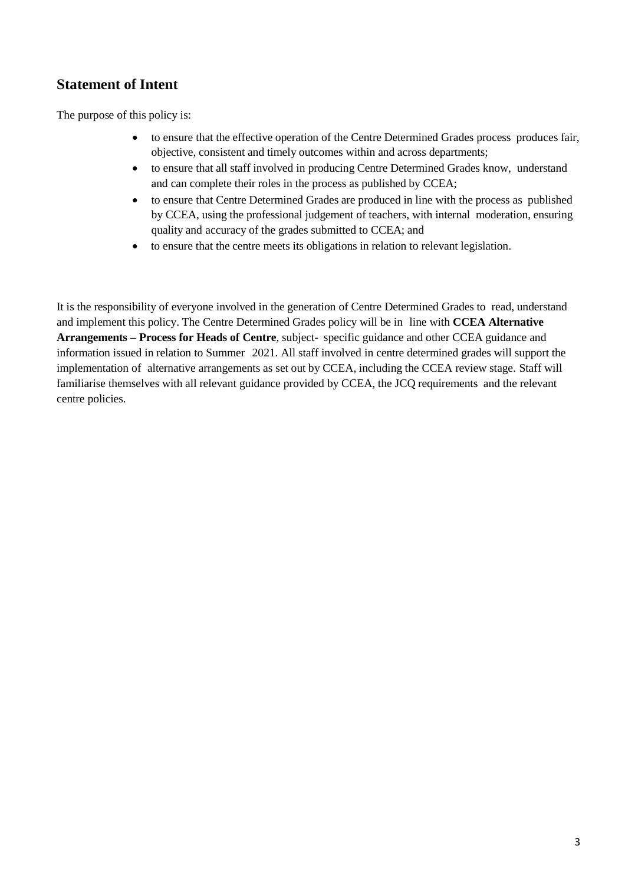## Statement of Intent

The purpose of this policy is:

- to ensure that the effective operation of the Centre Determined Grades process produces fair, objective, consistent and timely outcomes within and across departments;
- to ensure that all staff involved in producing Centre Determined Grades know, understand and can complete their roles in the process as published by CCEA;
- to ensure that Centre Determined Grades are produced in line with the process as published by CCEA, using the professional judgement of teachers, with internal moderation, ensuring quality and accuracy of the grades submitted to CCEA; and
- to ensure that the centre meets its obligations in relation to relevant legislation.

It is the responsibility of everyone involved in the generation of Centre Determined Grades to read, understand and implement this policy. The Centre Determined Grades policy will be in line with **CCEA Alternative Arrangements – Process for Heads of Centre**, subject- specific guidance and other CCEA guidance and information issued in relation to Summer 2021. All staff involved in centre determined grades will support the implementation of alternative arrangements as set out by CCEA, including the CCEA review stage. Staff will familiarise themselves with all relevant guidance provided by CCEA, the JCQ requirements and the relevant centre policies.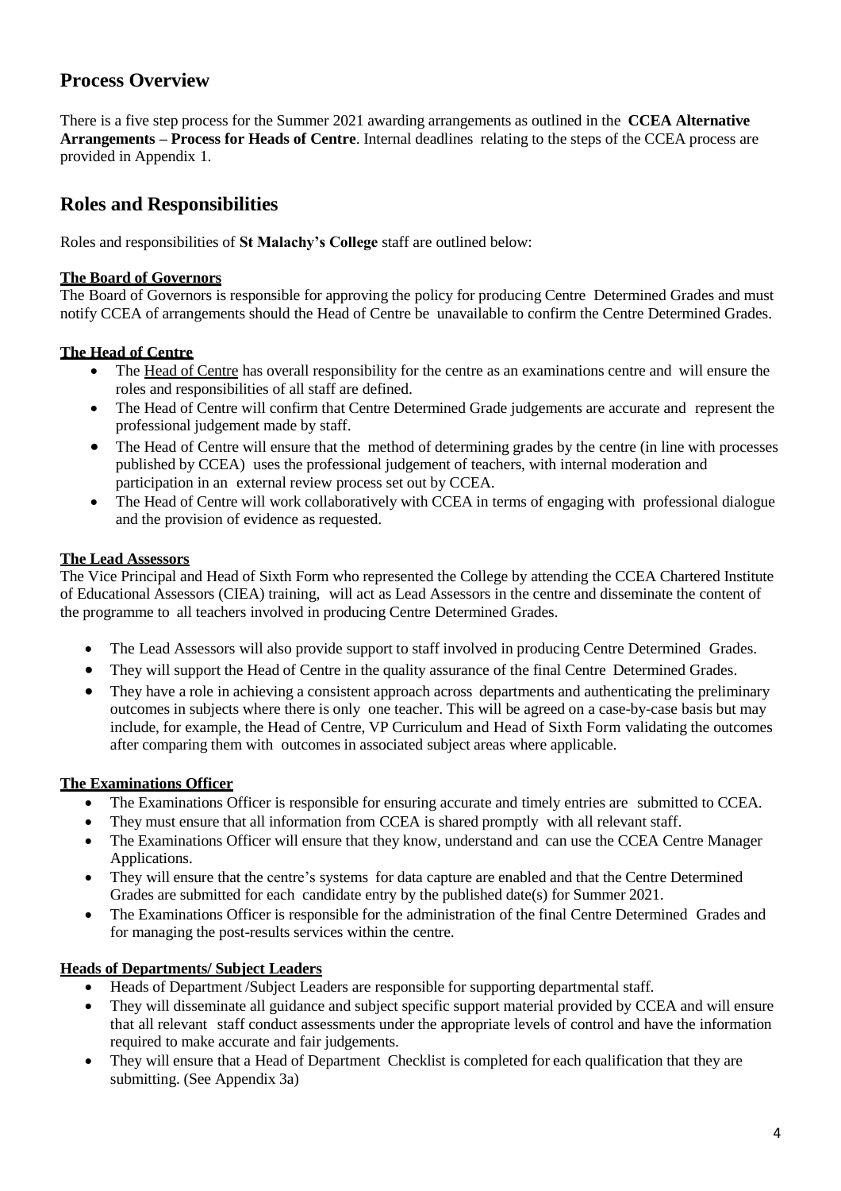## Process Overview

There is a five step process for the Summer 2021 awarding arrangements as outlined in the **CCEA Alternative Arrangements – Process for Heads of Centre**. Internal deadlines relating to the steps of the CCEA process are provided in Appendix 1.

## Roles and Responsibilities

Roles and responsibilities of **St Malachy's College** staff are outlined below:

**The Board of Governors**

The Board of Governors is responsible for approving the policy for producing Centre Determined Grades and must notify CCEA of arrangements should the Head of Centre be unavailable to confirm the Centre Determined Grades.

**The Head of Centre**

- The Head of Centre has overall responsibility for the centre as an examinations centre and will ensure the roles and responsibilities of all staff are defined.
- The Head of Centre will confirm that Centre Determined Grade judgements are accurate and represent the professional judgement made by staff.
- The Head of Centre will ensure that the method of determining grades by the centre (in line with processes published by CCEA) uses the professional judgement of teachers, with internal moderation and participation in an external review process set out by CCEA.
- The Head of Centre will work collaboratively with CCEA in terms of engaging with professional dialogue and the provision of evidence as requested.

**The Lead Assessors**

The Vice Principal and Head of Sixth Form who represented the College by attending the CCEA Chartered Institute of Educational Assessors (CIEA) training, will act as Lead Assessors in the centre and disseminate the content of the programme to all teachers involved in producing Centre Determined Grades.

- The Lead Assessors will also provide support to staff involved in producing Centre Determined Grades.
- They will support the Head of Centre in the quality assurance of the final Centre Determined Grades.
- They have a role in achieving a consistent approach across departments and authenticating the preliminary outcomes in subjects where there is only one teacher. This will be agreed on a case-by-case basis but may include, for example, the Head of Centre, VP Curriculum and Head of Sixth Form validating the outcomes after comparing them with outcomes in associated subject areas where applicable.

**The Examinations Officer**

- The Examinations Officer is responsible for ensuring accurate and timely entries are submitted to CCEA.
- They must ensure that all information from CCEA is shared promptly with all relevant staff.
- The Examinations Officer will ensure that they know, understand and can use the CCEA Centre Manager Applications.
- They will ensure that the centre's systems for data capture are enabled and that the Centre Determined Grades are submitted for each candidate entry by the published date(s) for Summer 2021.
- The Examinations Officer is responsible for the administration of the final Centre Determined Grades and for managing the post-results services within the centre.

**Heads of Departments/ Subject Leaders**

- Heads of Department /Subject Leaders are responsible for supporting departmental staff.
- They will disseminate all guidance and subject specific support material provided by CCEA and will ensure that all relevant staff conduct assessments under the appropriate levels of control and have the information required to make accurate and fair judgements.
- They will ensure that a Head of Department Checklist is completed for each qualification that they are submitting. (See Appendix 3a)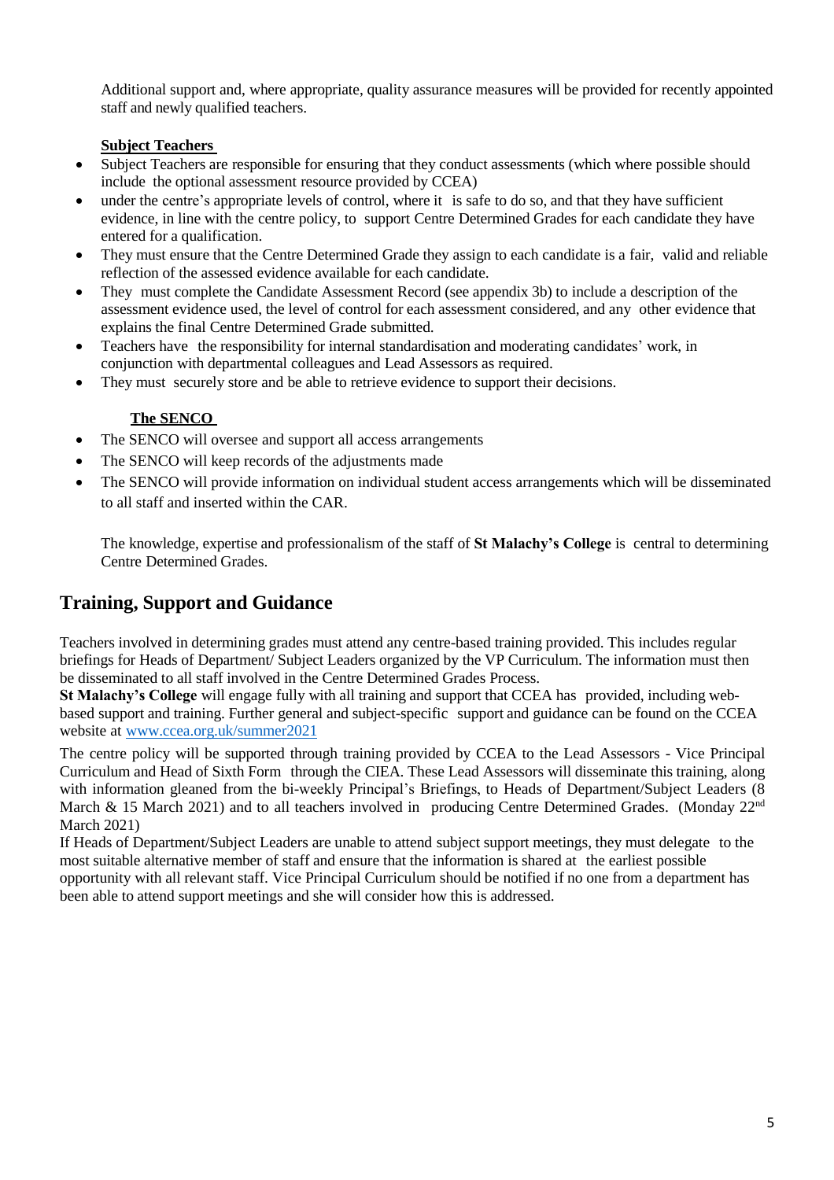Additional support and, where appropriate, quality assurance measures will be provided for recently appointed staff and newly qualified teachers.

**Subject Teachers**

- Subject Teachers are responsible for ensuring that they conduct assessments (which where possible should include the optional assessment resource provided by CCEA)
- under the centre's appropriate levels of control, where it is safe to do so, and that they have sufficient evidence, in line with the centre policy, to support Centre Determined Grades for each candidate they have entered for a qualification.
- They must ensure that the Centre Determined Grade they assign to each candidate is a fair, valid and reliable reflection of the assessed evidence available for each candidate.
- They must complete the Candidate Assessment Record (see appendix 3b) to include a description of the assessment evidence used, the level of control for each assessment considered, and any other evidence that explains the final Centre Determined Grade submitted.
- Teachers have the responsibility for internal standardisation and moderating candidates' work, in conjunction with departmental colleagues and Lead Assessors as required.
- They must securely store and be able to retrieve evidence to support their decisions.

**The SENCO**

- The SENCO will oversee and support all access arrangements
- The SENCO will keep records of the adjustments made
- The SENCO will provide information on individual student access arrangements which will be disseminated to all staff and inserted within the CAR.

The knowledge, expertise and professionalism of the staff of **St Malachy's College** is central to determining Centre Determined Grades.

## Training, Support and Guidance

Teachers involved in determining grades must attend any centre-based training provided. This includes regular briefings for Heads of Department/ Subject Leaders organized by the VP Curriculum. The information must then be disseminated to all staff involved in the Centre Determined Grades Process.

**St Malachy's College** will engage fully with all training and support that CCEA has provided, including web-based support and training. Further general and subject-specific support and guidance can be found on the CCEA website at [www.ccea.org.uk/summer2021](www.ccea.org.uk/summer2021)

The centre policy will be supported through training provided by CCEA to the Lead Assessors - Vice Principal Curriculum and Head of Sixth Form through the CIEA. These Lead Assessors will disseminate this training, along with information gleaned from the bi-weekly Principal's Briefings, to Heads of Department/Subject Leaders (8 March & 15 March 2021) and to all teachers involved in producing Centre Determined Grades. (Monday 22nd March 2021)

If Heads of Department/Subject Leaders are unable to attend subject support meetings, they must delegate to the most suitable alternative member of staff and ensure that the information is shared at the earliest possible opportunity with all relevant staff. Vice Principal Curriculum should be notified if no one from a department has been able to attend support meetings and she will consider how this is addressed.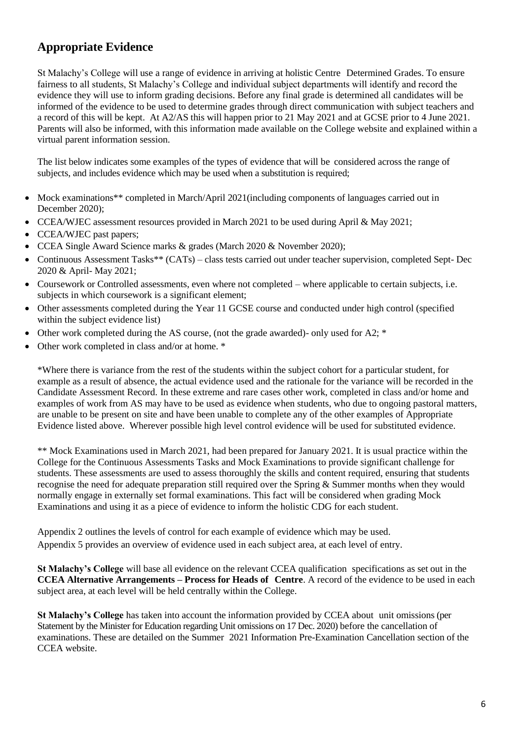## Appropriate Evidence

St Malachy's College will use a range of evidence in arriving at holistic Centre Determined Grades. To ensure fairness to all students, St Malachy's College and individual subject departments will identify and record the evidence they will use to inform grading decisions. Before any final grade is determined all candidates will be informed of the evidence to be used to determine grades through direct communication with subject teachers and a record of this will be kept. At A2/AS this will happen prior to 21 May 2021 and at GCSE prior to 4 June 2021. Parents will also be informed, with this information made available on the College website and explained within a virtual parent information session.

The list below indicates some examples of the types of evidence that will be considered across the range of subjects, and includes evidence which may be used when a substitution is required;

- Mock examinations** completed in March/April 2021(including components of languages carried out in December 2020);
- CCEA/WJEC assessment resources provided in March 2021 to be used during April & May 2021;
- CCEA/WJEC past papers;
- CCEA Single Award Science marks & grades (March 2020 & November 2020);
- Continuous Assessment Tasks** (CATs) – class tests carried out under teacher supervision, completed Sept- Dec 2020 & April- May 2021;
- Coursework or Controlled assessments, even where not completed – where applicable to certain subjects, i.e. subjects in which coursework is a significant element;
- Other assessments completed during the Year 11 GCSE course and conducted under high control (specified within the subject evidence list)
- Other work completed during the AS course, (not the grade awarded)- only used for A2; *
- Other work completed in class and/or at home. *

*Where there is variance from the rest of the students within the subject cohort for a particular student, for example as a result of absence, the actual evidence used and the rationale for the variance will be recorded in the Candidate Assessment Record. In these extreme and rare cases other work, completed in class and/or home and examples of work from AS may have to be used as evidence when students, who due to ongoing pastoral matters, are unable to be present on site and have been unable to complete any of the other examples of Appropriate Evidence listed above. Wherever possible high level control evidence will be used for substituted evidence.

** Mock Examinations used in March 2021, had been prepared for January 2021. It is usual practice within the College for the Continuous Assessments Tasks and Mock Examinations to provide significant challenge for students. These assessments are used to assess thoroughly the skills and content required, ensuring that students recognise the need for adequate preparation still required over the Spring & Summer months when they would normally engage in externally set formal examinations. This fact will be considered when grading Mock Examinations and using it as a piece of evidence to inform the holistic CDG for each student.

Appendix 2 outlines the levels of control for each example of evidence which may be used.
Appendix 5 provides an overview of evidence used in each subject area, at each level of entry.

**St Malachy's College** will base all evidence on the relevant CCEA qualification specifications as set out in the **CCEA Alternative Arrangements – Process for Heads of Centre**. A record of the evidence to be used in each subject area, at each level will be held centrally within the College.

**St Malachy's College** has taken into account the information provided by CCEA about unit omissions (per Statement by the Minister for Education regarding Unit omissions on 17 Dec. 2020) before the cancellation of examinations. These are detailed on the Summer 2021 Information Pre-Examination Cancellation section of the CCEA website.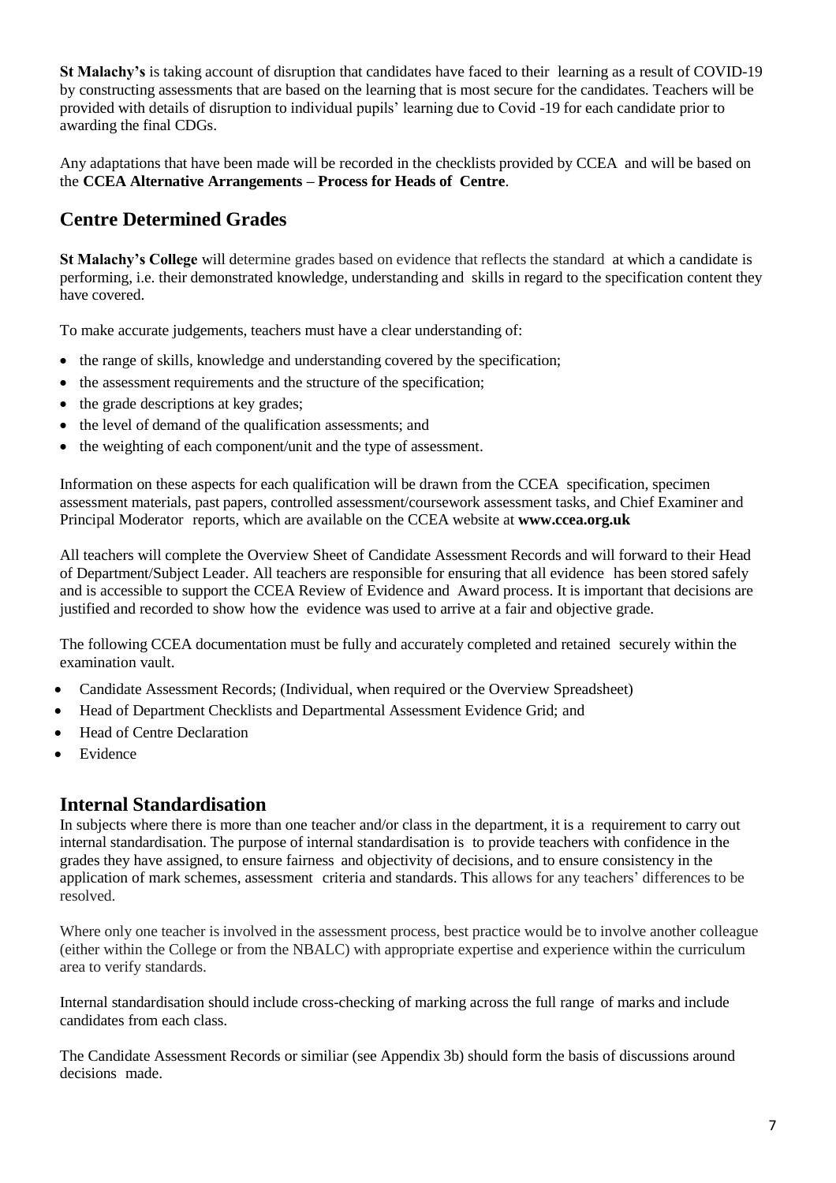**St Malachy's** is taking account of disruption that candidates have faced to their learning as a result of COVID-19 by constructing assessments that are based on the learning that is most secure for the candidates. Teachers will be provided with details of disruption to individual pupils' learning due to Covid -19 for each candidate prior to awarding the final CDGs.

Any adaptations that have been made will be recorded in the checklists provided by CCEA and will be based on the **CCEA Alternative Arrangements – Process for Heads of Centre**.

## Centre Determined Grades

**St Malachy's College** will determine grades based on evidence that reflects the standard at which a candidate is performing, i.e. their demonstrated knowledge, understanding and skills in regard to the specification content they have covered.

To make accurate judgements, teachers must have a clear understanding of:

- the range of skills, knowledge and understanding covered by the specification;
- the assessment requirements and the structure of the specification;
- the grade descriptions at key grades;
- the level of demand of the qualification assessments; and
- the weighting of each component/unit and the type of assessment.

Information on these aspects for each qualification will be drawn from the CCEA specification, specimen assessment materials, past papers, controlled assessment/coursework assessment tasks, and Chief Examiner and Principal Moderator reports, which are available on the CCEA website at **www.ccea.org.uk**

All teachers will complete the Overview Sheet of Candidate Assessment Records and will forward to their Head of Department/Subject Leader. All teachers are responsible for ensuring that all evidence has been stored safely and is accessible to support the CCEA Review of Evidence and Award process. It is important that decisions are justified and recorded to show how the evidence was used to arrive at a fair and objective grade.

The following CCEA documentation must be fully and accurately completed and retained securely within the examination vault.

- Candidate Assessment Records; (Individual, when required or the Overview Spreadsheet)
- Head of Department Checklists and Departmental Assessment Evidence Grid; and
- Head of Centre Declaration
- Evidence

## Internal Standardisation

In subjects where there is more than one teacher and/or class in the department, it is a requirement to carry out internal standardisation. The purpose of internal standardisation is to provide teachers with confidence in the grades they have assigned, to ensure fairness and objectivity of decisions, and to ensure consistency in the application of mark schemes, assessment criteria and standards. This allows for any teachers' differences to be resolved.

Where only one teacher is involved in the assessment process, best practice would be to involve another colleague (either within the College or from the NBALC) with appropriate expertise and experience within the curriculum area to verify standards.

Internal standardisation should include cross-checking of marking across the full range of marks and include candidates from each class.

The Candidate Assessment Records or similiar (see Appendix 3b) should form the basis of discussions around decisions made.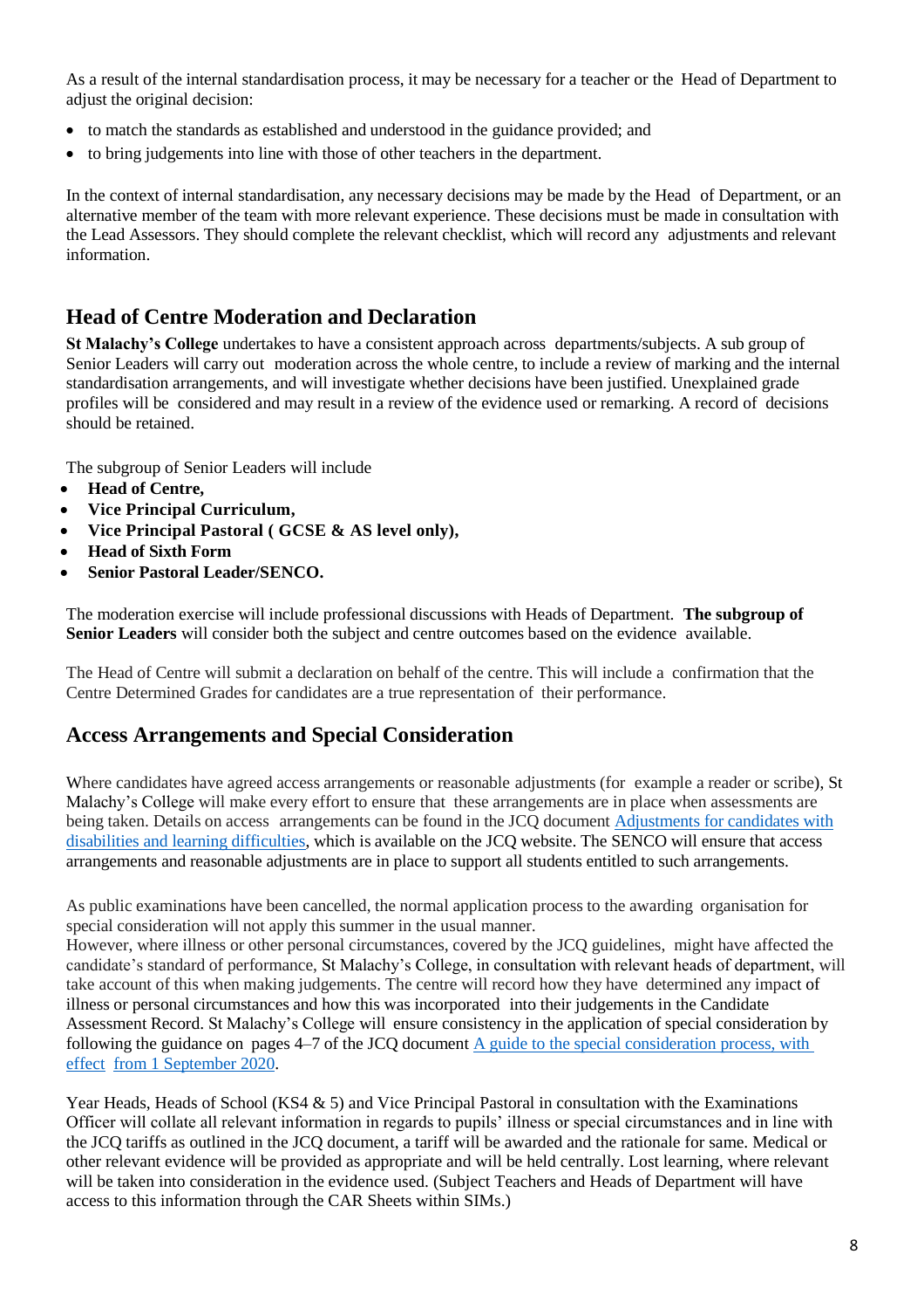As a result of the internal standardisation process, it may be necessary for a teacher or the Head of Department to adjust the original decision:

- to match the standards as established and understood in the guidance provided; and
- to bring judgements into line with those of other teachers in the department.

In the context of internal standardisation, any necessary decisions may be made by the Head of Department, or an alternative member of the team with more relevant experience. These decisions must be made in consultation with the Lead Assessors. They should complete the relevant checklist, which will record any adjustments and relevant information.

## Head of Centre Moderation and Declaration

**St Malachy's College** undertakes to have a consistent approach across departments/subjects. A sub group of Senior Leaders will carry out moderation across the whole centre, to include a review of marking and the internal standardisation arrangements, and will investigate whether decisions have been justified. Unexplained grade profiles will be considered and may result in a review of the evidence used or remarking. A record of decisions should be retained.

The subgroup of Senior Leaders will include

- **Head of Centre,**
- **Vice Principal Curriculum,**
- **Vice Principal Pastoral ( GCSE & AS level only),**
- **Head of Sixth Form**
- **Senior Pastoral Leader/SENCO.**

The moderation exercise will include professional discussions with Heads of Department. **The subgroup of Senior Leaders** will consider both the subject and centre outcomes based on the evidence available.

The Head of Centre will submit a declaration on behalf of the centre. This will include a confirmation that the Centre Determined Grades for candidates are a true representation of their performance.

## Access Arrangements and Special Consideration

Where candidates have agreed access arrangements or reasonable adjustments (for example a reader or scribe), St Malachy's College will make every effort to ensure that these arrangements are in place when assessments are being taken. Details on access arrangements can be found in the JCQ document Adjustments for candidates with disabilities and learning difficulties, which is available on the JCQ website. The SENCO will ensure that access arrangements and reasonable adjustments are in place to support all students entitled to such arrangements.

As public examinations have been cancelled, the normal application process to the awarding organisation for special consideration will not apply this summer in the usual manner.
However, where illness or other personal circumstances, covered by the JCQ guidelines, might have affected the candidate's standard of performance, St Malachy's College, in consultation with relevant heads of department, will take account of this when making judgements. The centre will record how they have determined any impact of illness or personal circumstances and how this was incorporated into their judgements in the Candidate Assessment Record. St Malachy's College will ensure consistency in the application of special consideration by following the guidance on pages 4–7 of the JCQ document A guide to the special consideration process, with effect from 1 September 2020.

Year Heads, Heads of School (KS4 & 5) and Vice Principal Pastoral in consultation with the Examinations Officer will collate all relevant information in regards to pupils' illness or special circumstances and in line with the JCQ tariffs as outlined in the JCQ document, a tariff will be awarded and the rationale for same. Medical or other relevant evidence will be provided as appropriate and will be held centrally. Lost learning, where relevant will be taken into consideration in the evidence used. (Subject Teachers and Heads of Department will have access to this information through the CAR Sheets within SIMs.)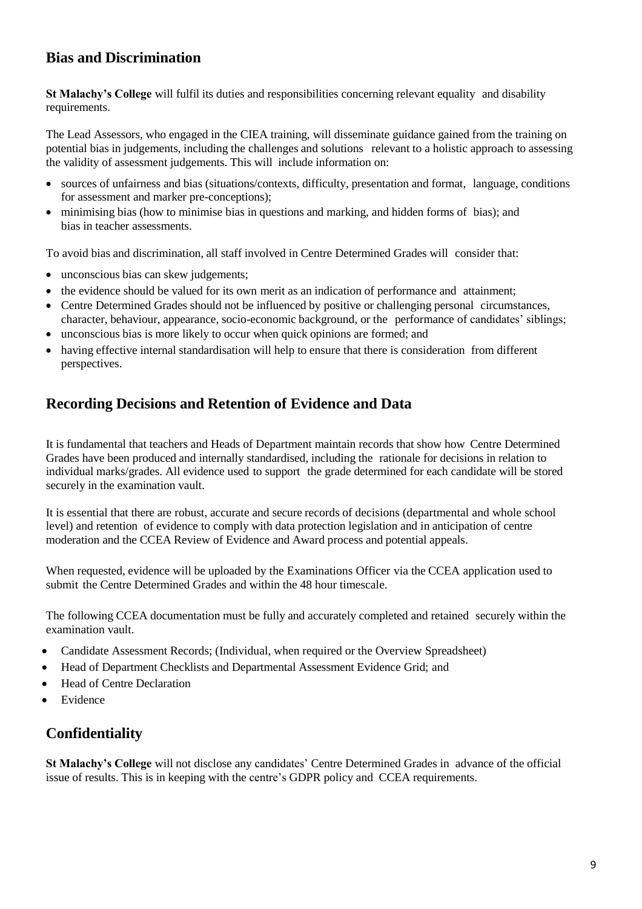## Bias and Discrimination

**St Malachy's College** will fulfil its duties and responsibilities concerning relevant equality and disability requirements.

The Lead Assessors, who engaged in the CIEA training, will disseminate guidance gained from the training on potential bias in judgements, including the challenges and solutions relevant to a holistic approach to assessing the validity of assessment judgements. This will include information on:

- sources of unfairness and bias (situations/contexts, difficulty, presentation and format, language, conditions for assessment and marker pre-conceptions);
- minimising bias (how to minimise bias in questions and marking, and hidden forms of bias); and bias in teacher assessments.

To avoid bias and discrimination, all staff involved in Centre Determined Grades will consider that:

- unconscious bias can skew judgements;
- the evidence should be valued for its own merit as an indication of performance and attainment;
- Centre Determined Grades should not be influenced by positive or challenging personal circumstances, character, behaviour, appearance, socio-economic background, or the performance of candidates' siblings;
- unconscious bias is more likely to occur when quick opinions are formed; and
- having effective internal standardisation will help to ensure that there is consideration from different perspectives.

## Recording Decisions and Retention of Evidence and Data

It is fundamental that teachers and Heads of Department maintain records that show how Centre Determined Grades have been produced and internally standardised, including the rationale for decisions in relation to individual marks/grades. All evidence used to support the grade determined for each candidate will be stored securely in the examination vault.

It is essential that there are robust, accurate and secure records of decisions (departmental and whole school level) and retention of evidence to comply with data protection legislation and in anticipation of centre moderation and the CCEA Review of Evidence and Award process and potential appeals.

When requested, evidence will be uploaded by the Examinations Officer via the CCEA application used to submit the Centre Determined Grades and within the 48 hour timescale.

The following CCEA documentation must be fully and accurately completed and retained securely within the examination vault.

- Candidate Assessment Records; (Individual, when required or the Overview Spreadsheet)
- Head of Department Checklists and Departmental Assessment Evidence Grid; and
- Head of Centre Declaration
- Evidence

## Confidentiality

**St Malachy's College** will not disclose any candidates' Centre Determined Grades in advance of the official issue of results. This is in keeping with the centre's GDPR policy and CCEA requirements.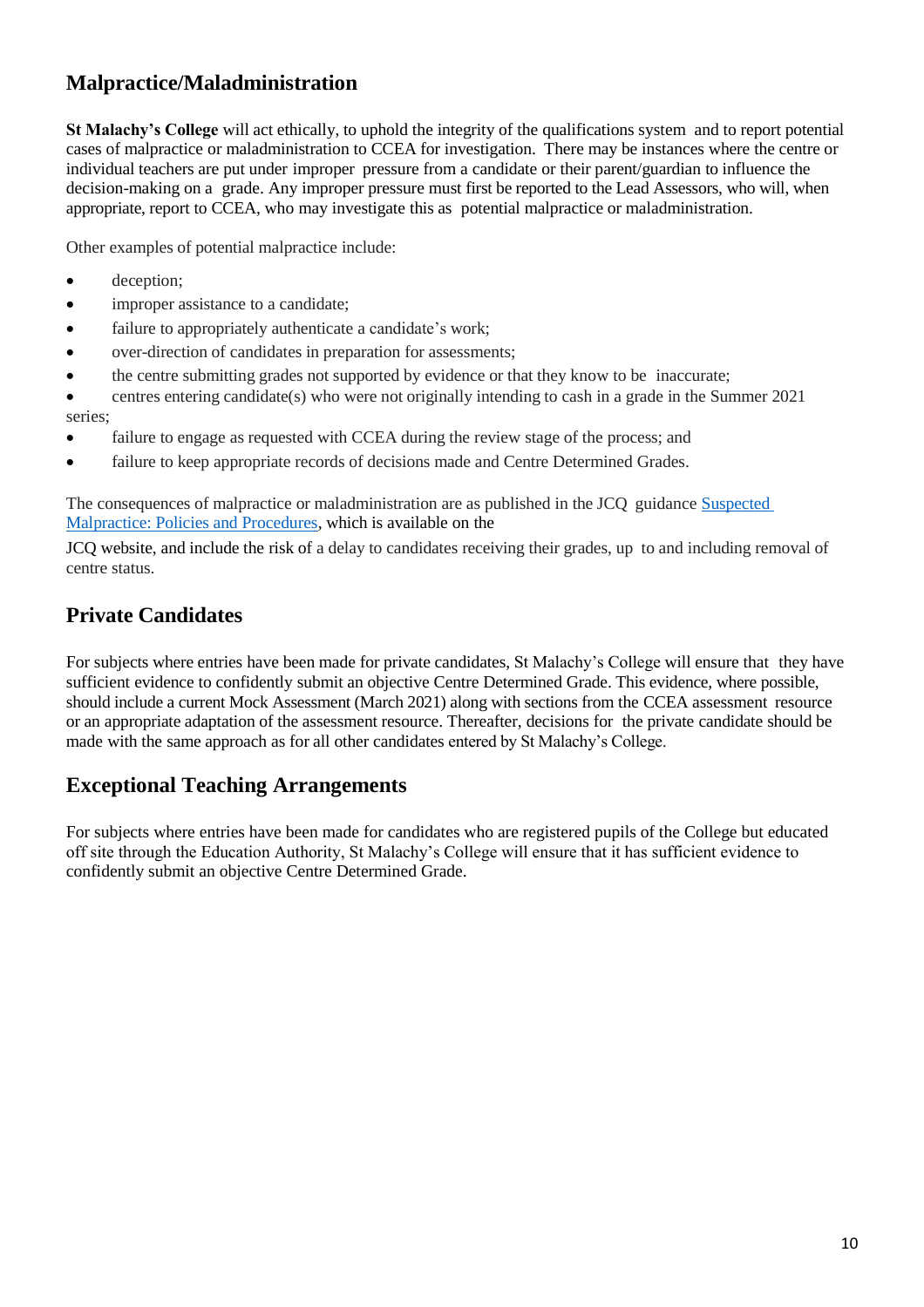## Malpractice/Maladministration

**St Malachy's College** will act ethically, to uphold the integrity of the qualifications system and to report potential cases of malpractice or maladministration to CCEA for investigation. There may be instances where the centre or individual teachers are put under improper pressure from a candidate or their parent/guardian to influence the decision-making on a grade. Any improper pressure must first be reported to the Lead Assessors, who will, when appropriate, report to CCEA, who may investigate this as potential malpractice or maladministration.

Other examples of potential malpractice include:

- deception;
- improper assistance to a candidate;
- failure to appropriately authenticate a candidate's work;
- over-direction of candidates in preparation for assessments;
- the centre submitting grades not supported by evidence or that they know to be inaccurate;
- centres entering candidate(s) who were not originally intending to cash in a grade in the Summer 2021 series;
- failure to engage as requested with CCEA during the review stage of the process; and
- failure to keep appropriate records of decisions made and Centre Determined Grades.

The consequences of malpractice or maladministration are as published in the JCQ guidance [Suspected Malpractice: Policies and Procedures], which is available on the JCQ website, and include the risk of a delay to candidates receiving their grades, up to and including removal of centre status.

## Private Candidates

For subjects where entries have been made for private candidates, St Malachy's College will ensure that they have sufficient evidence to confidently submit an objective Centre Determined Grade. This evidence, where possible, should include a current Mock Assessment (March 2021) along with sections from the CCEA assessment resource or an appropriate adaptation of the assessment resource. Thereafter, decisions for the private candidate should be made with the same approach as for all other candidates entered by St Malachy's College.

## Exceptional Teaching Arrangements

For subjects where entries have been made for candidates who are registered pupils of the College but educated off site through the Education Authority, St Malachy's College will ensure that it has sufficient evidence to confidently submit an objective Centre Determined Grade.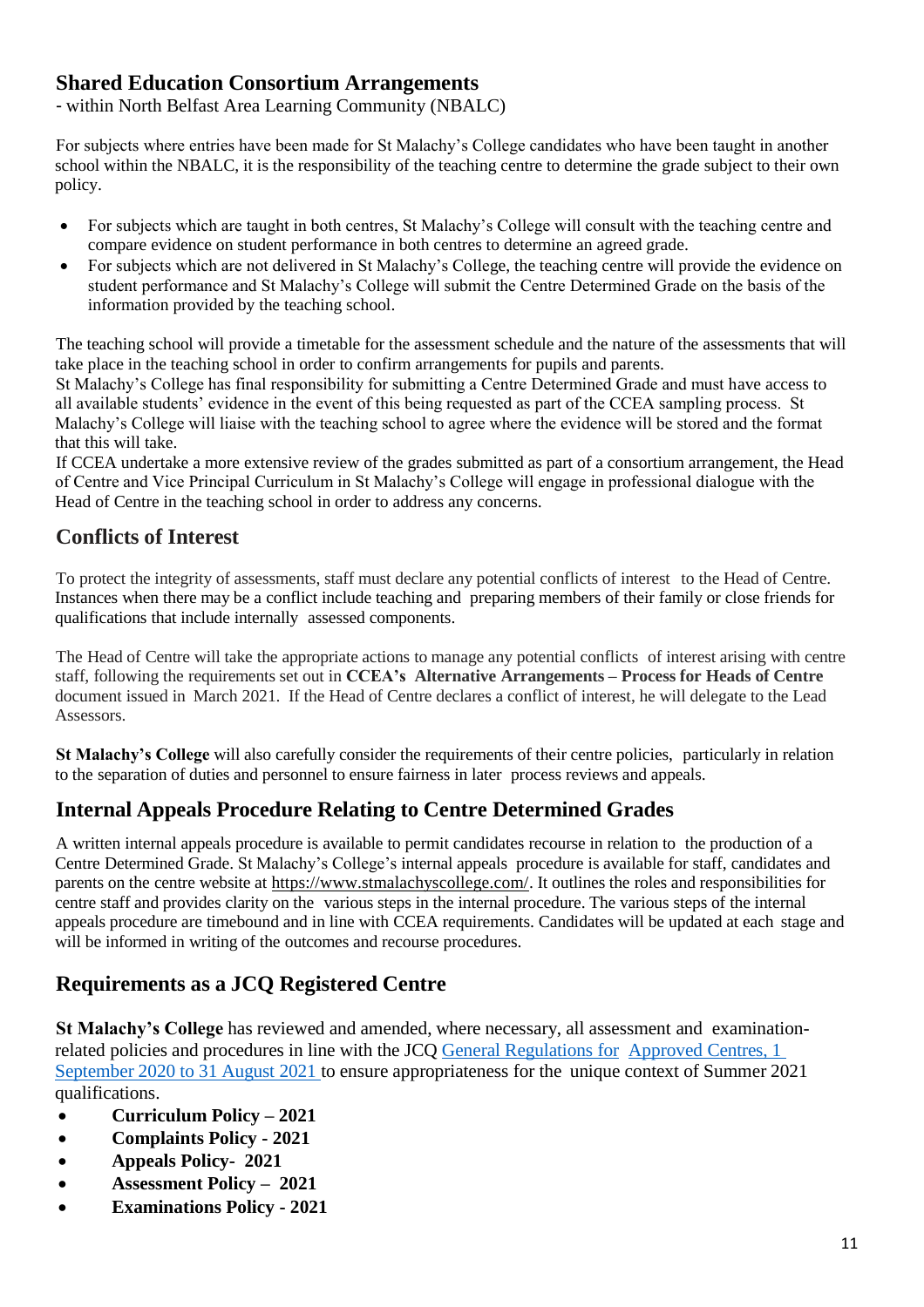## Shared Education Consortium Arrangements

- within North Belfast Area Learning Community (NBALC)

For subjects where entries have been made for St Malachy's College candidates who have been taught in another school within the NBALC, it is the responsibility of the teaching centre to determine the grade subject to their own policy.

- For subjects which are taught in both centres, St Malachy's College will consult with the teaching centre and compare evidence on student performance in both centres to determine an agreed grade.
- For subjects which are not delivered in St Malachy's College, the teaching centre will provide the evidence on student performance and St Malachy's College will submit the Centre Determined Grade on the basis of the information provided by the teaching school.

The teaching school will provide a timetable for the assessment schedule and the nature of the assessments that will take place in the teaching school in order to confirm arrangements for pupils and parents.

St Malachy's College has final responsibility for submitting a Centre Determined Grade and must have access to all available students' evidence in the event of this being requested as part of the CCEA sampling process. St Malachy's College will liaise with the teaching school to agree where the evidence will be stored and the format that this will take.

If CCEA undertake a more extensive review of the grades submitted as part of a consortium arrangement, the Head of Centre and Vice Principal Curriculum in St Malachy's College will engage in professional dialogue with the Head of Centre in the teaching school in order to address any concerns.

## Conflicts of Interest

To protect the integrity of assessments, staff must declare any potential conflicts of interest to the Head of Centre. Instances when there may be a conflict include teaching and preparing members of their family or close friends for qualifications that include internally assessed components.

The Head of Centre will take the appropriate actions to manage any potential conflicts of interest arising with centre staff, following the requirements set out in **CCEA's Alternative Arrangements – Process for Heads of Centre** document issued in March 2021. If the Head of Centre declares a conflict of interest, he will delegate to the Lead Assessors.

**St Malachy's College** will also carefully consider the requirements of their centre policies, particularly in relation to the separation of duties and personnel to ensure fairness in later process reviews and appeals.

## Internal Appeals Procedure Relating to Centre Determined Grades

A written internal appeals procedure is available to permit candidates recourse in relation to the production of a Centre Determined Grade. St Malachy's College's internal appeals procedure is available for staff, candidates and parents on the centre website at https://www.stmalachyscollege.com/. It outlines the roles and responsibilities for centre staff and provides clarity on the various steps in the internal procedure. The various steps of the internal appeals procedure are timebound and in line with CCEA requirements. Candidates will be updated at each stage and will be informed in writing of the outcomes and recourse procedures.

## Requirements as a JCQ Registered Centre

**St Malachy's College** has reviewed and amended, where necessary, all assessment and examination-related policies and procedures in line with the JCQ General Regulations for Approved Centres, 1 September 2020 to 31 August 2021 to ensure appropriateness for the unique context of Summer 2021 qualifications.

- **Curriculum Policy – 2021**
- **Complaints Policy - 2021**
- **Appeals Policy- 2021**
- **Assessment Policy – 2021**
- **Examinations Policy - 2021**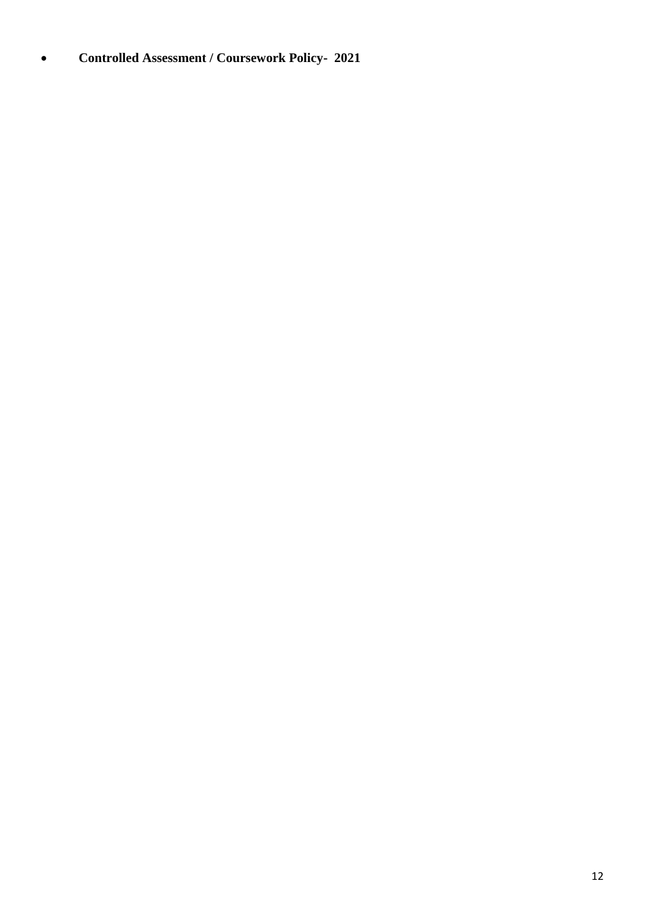- **Controlled Assessment / Coursework Policy- 2021**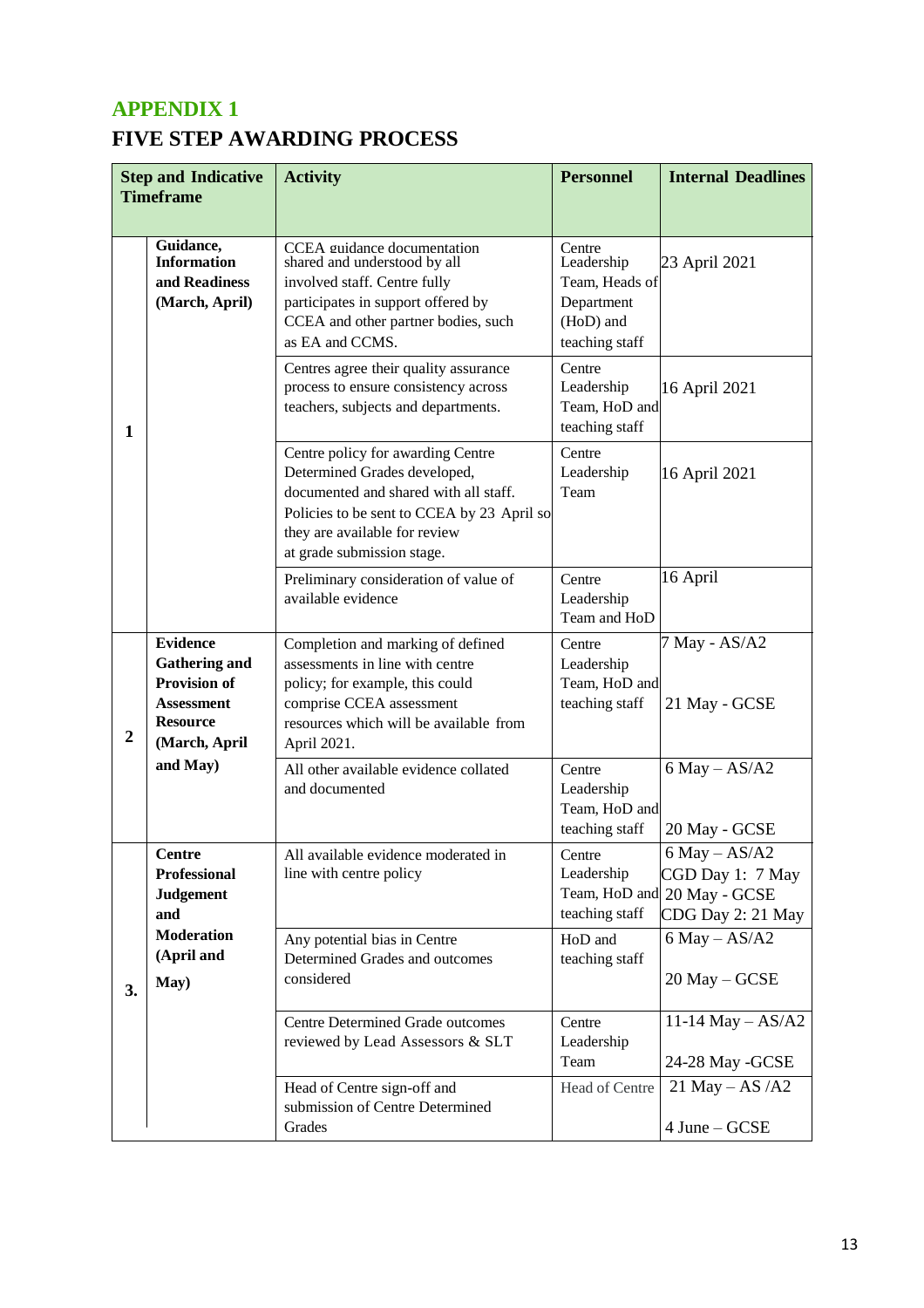# APPENDIX 1

## FIVE STEP AWARDING PROCESS

| Step and Indicative Timeframe | | Activity | Personnel | Internal Deadlines |
|---|---|---|---|---|
| 1 | **Guidance, Information and Readiness (March, April)** | CCEA guidance documentation shared and understood by all involved staff. Centre fully participates in support offered by CCEA and other partner bodies, such as EA and CCMS. | Centre Leadership Team, Heads of Department (HoD) and teaching staff | 23 April 2021 |
| | | Centres agree their quality assurance process to ensure consistency across teachers, subjects and departments. | Centre Leadership Team, HoD and teaching staff | 16 April 2021 |
| | | Centre policy for awarding Centre Determined Grades developed, documented and shared with all staff. Policies to be sent to CCEA by 23 April so they are available for review at grade submission stage. | Centre Leadership Team | 16 April 2021 |
| | | Preliminary consideration of value of available evidence | Centre Leadership Team and HoD | 16 April |
| 2 | **Evidence Gathering and Provision of Assessment Resource (March, April and May)** | Completion and marking of defined assessments in line with centre policy; for example, this could comprise CCEA assessment resources which will be available from April 2021. | Centre Leadership Team, HoD and teaching staff | 7 May - AS/A2<br><br>21 May - GCSE |
| | | All other available evidence collated and documented | Centre Leadership Team, HoD and teaching staff | 6 May – AS/A2<br><br>20 May - GCSE |
| 3. | **Centre Professional Judgement and Moderation (April and May)** | All available evidence moderated in line with centre policy | Centre Leadership Team, HoD and teaching staff | 6 May – AS/A2<br>CGD Day 1: 7 May<br>20 May - GCSE<br>CDG Day 2: 21 May |
| | | Any potential bias in Centre Determined Grades and outcomes considered | HoD and teaching staff | 6 May – AS/A2<br><br>20 May – GCSE |
| | | Centre Determined Grade outcomes reviewed by Lead Assessors & SLT | Centre Leadership Team | 11-14 May – AS/A2<br><br>24-28 May -GCSE |
| | | Head of Centre sign-off and submission of Centre Determined Grades | Head of Centre | 21 May – AS /A2<br><br>4 June – GCSE |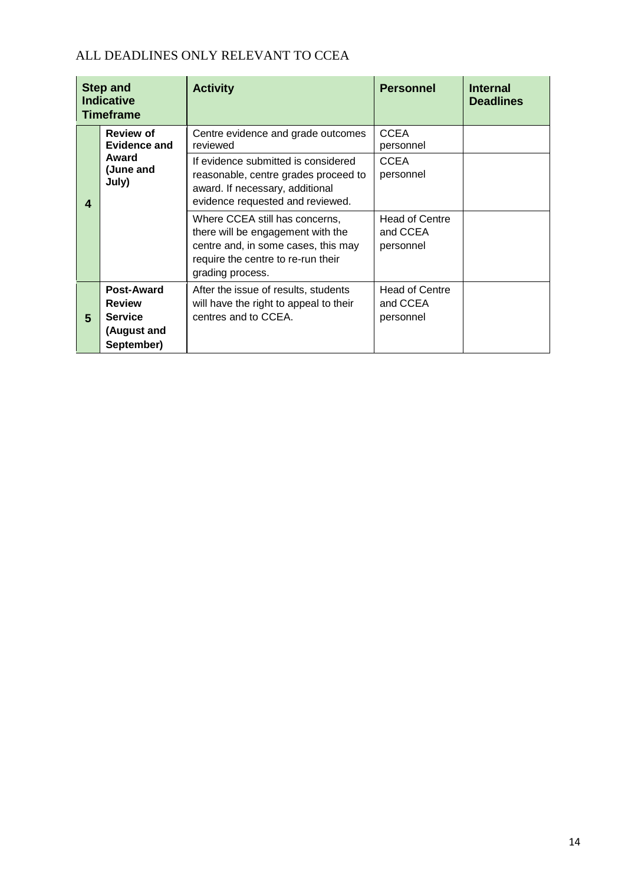ALL DEADLINES ONLY RELEVANT TO CCEA

| Step and Indicative Timeframe | | Activity | Personnel | Internal Deadlines |
|---|---|---|---|---|
| 4 | **Review of Evidence and Award (June and July)** | Centre evidence and grade outcomes reviewed | CCEA personnel | |
| | | If evidence submitted is considered reasonable, centre grades proceed to award. If necessary, additional evidence requested and reviewed. | CCEA personnel | |
| | | Where CCEA still has concerns, there will be engagement with the centre and, in some cases, this may require the centre to re-run their grading process. | Head of Centre and CCEA personnel | |
| 5 | **Post-Award Review Service (August and September)** | After the issue of results, students will have the right to appeal to their centres and to CCEA. | Head of Centre and CCEA personnel | |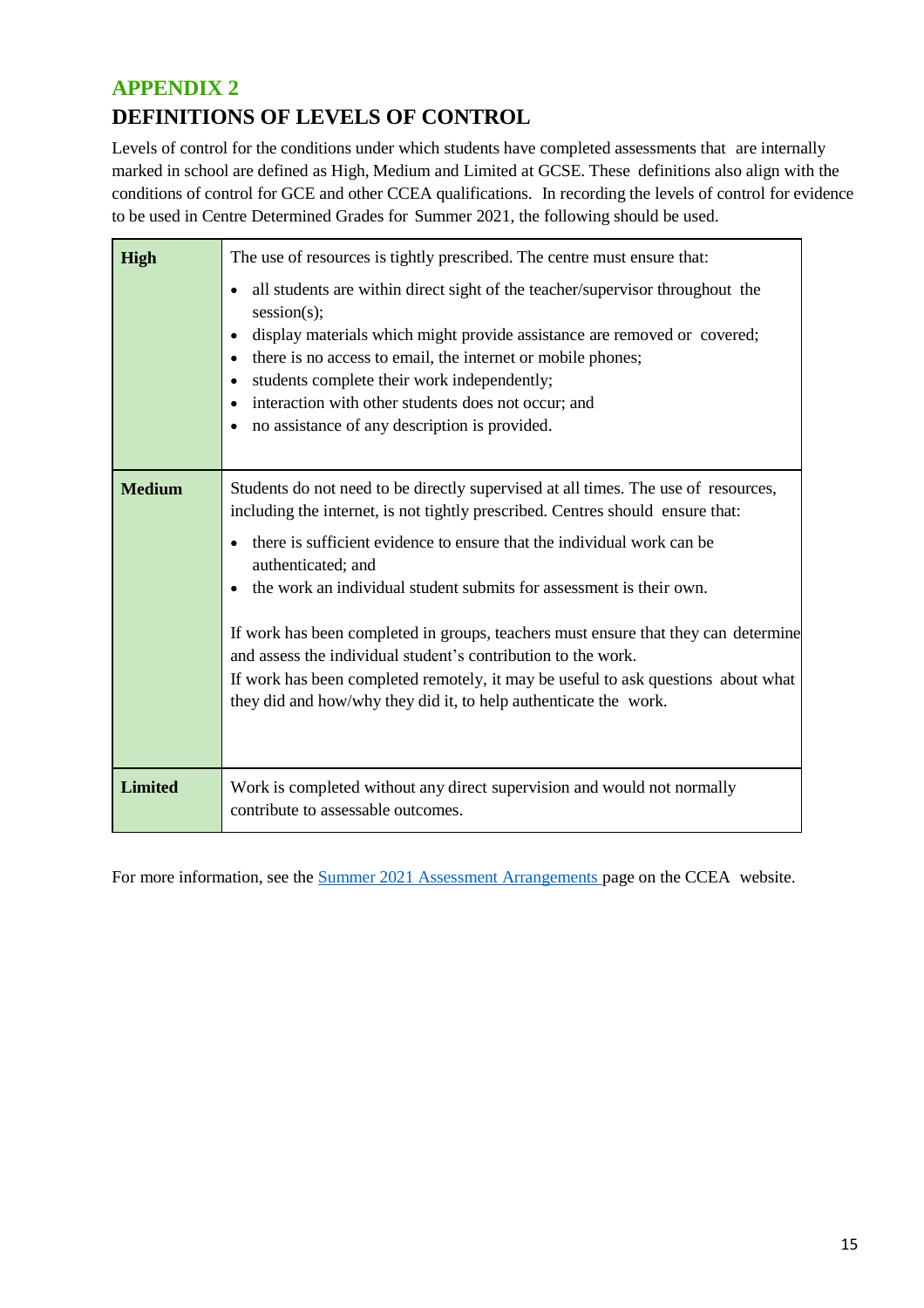# APPENDIX 2

## DEFINITIONS OF LEVELS OF CONTROL

Levels of control for the conditions under which students have completed assessments that are internally marked in school are defined as High, Medium and Limited at GCSE. These definitions also align with the conditions of control for GCE and other CCEA qualifications. In recording the levels of control for evidence to be used in Centre Determined Grades for Summer 2021, the following should be used.

| Level | Definition |
|---|---|
| **High** | The use of resources is tightly prescribed. The centre must ensure that:<br>• all students are within direct sight of the teacher/supervisor throughout the session(s);<br>• display materials which might provide assistance are removed or covered;<br>• there is no access to email, the internet or mobile phones;<br>• students complete their work independently;<br>• interaction with other students does not occur; and<br>• no assistance of any description is provided. |
| **Medium** | Students do not need to be directly supervised at all times. The use of resources, including the internet, is not tightly prescribed. Centres should ensure that:<br>• there is sufficient evidence to ensure that the individual work can be authenticated; and<br>• the work an individual student submits for assessment is their own.<br><br>If work has been completed in groups, teachers must ensure that they can determine and assess the individual student's contribution to the work.<br>If work has been completed remotely, it may be useful to ask questions about what they did and how/why they did it, to help authenticate the work. |
| **Limited** | Work is completed without any direct supervision and would not normally contribute to assessable outcomes. |

For more information, see the [Summer 2021 Assessment Arrangements](#) page on the CCEA website.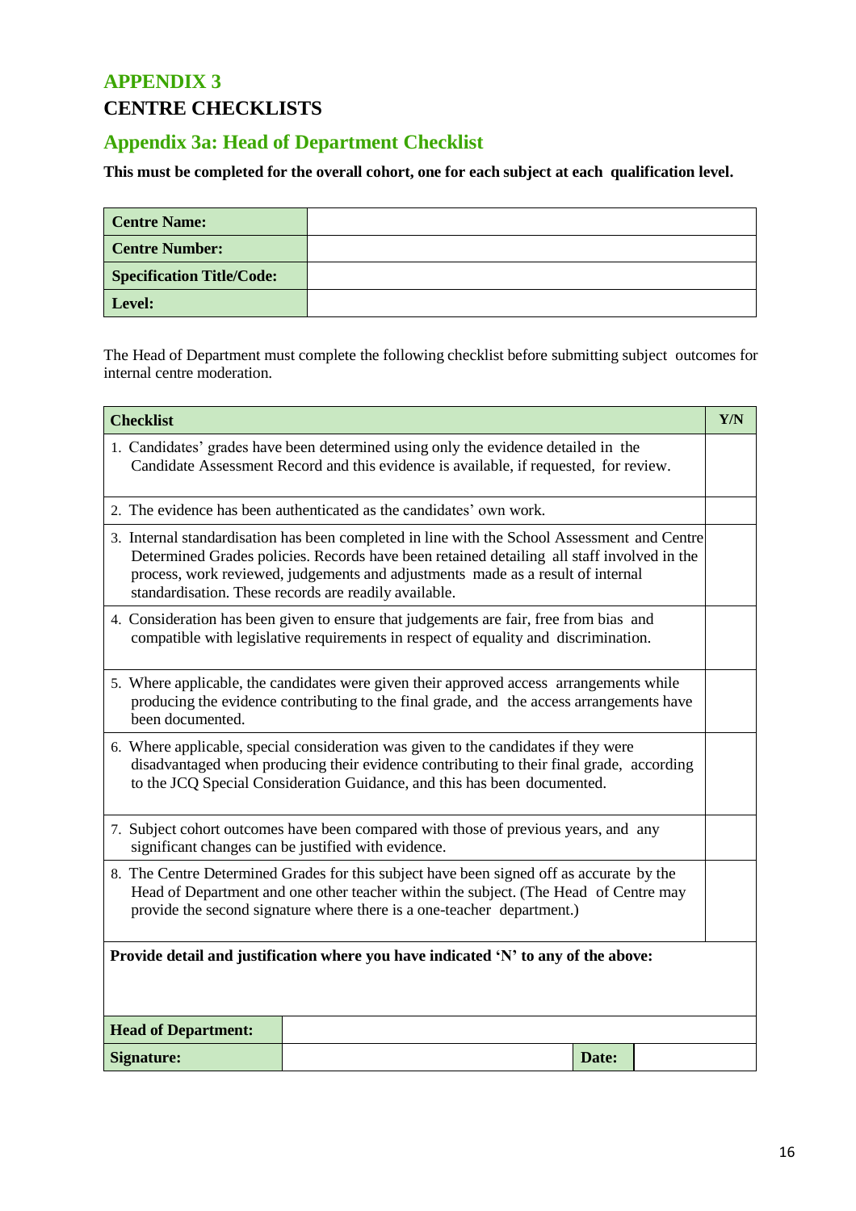# APPENDIX 3

# CENTRE CHECKLISTS

## Appendix 3a: Head of Department Checklist

**This must be completed for the overall cohort, one for each subject at each qualification level.**

| **Centre Name:** | |
|---|---|
| **Centre Number:** | |
| **Specification Title/Code:** | |
| **Level:** | |

The Head of Department must complete the following checklist before submitting subject outcomes for internal centre moderation.

| **Checklist** | **Y/N** |
|---|---|
| 1. Candidates' grades have been determined using only the evidence detailed in the Candidate Assessment Record and this evidence is available, if requested, for review. | |
| 2. The evidence has been authenticated as the candidates' own work. | |
| 3. Internal standardisation has been completed in line with the School Assessment and Centre Determined Grades policies. Records have been retained detailing all staff involved in the process, work reviewed, judgements and adjustments made as a result of internal standardisation. These records are readily available. | |
| 4. Consideration has been given to ensure that judgements are fair, free from bias and compatible with legislative requirements in respect of equality and discrimination. | |
| 5. Where applicable, the candidates were given their approved access arrangements while producing the evidence contributing to the final grade, and the access arrangements have been documented. | |
| 6. Where applicable, special consideration was given to the candidates if they were disadvantaged when producing their evidence contributing to their final grade, according to the JCQ Special Consideration Guidance, and this has been documented. | |
| 7. Subject cohort outcomes have been compared with those of previous years, and any significant changes can be justified with evidence. | |
| 8. The Centre Determined Grades for this subject have been signed off as accurate by the Head of Department and one other teacher within the subject. (The Head of Centre may provide the second signature where there is a one-teacher department.) | |

**Provide detail and justification where you have indicated 'N' to any of the above:**

| **Head of Department:** | | | |
|---|---|---|---|
| **Signature:** | | **Date:** | |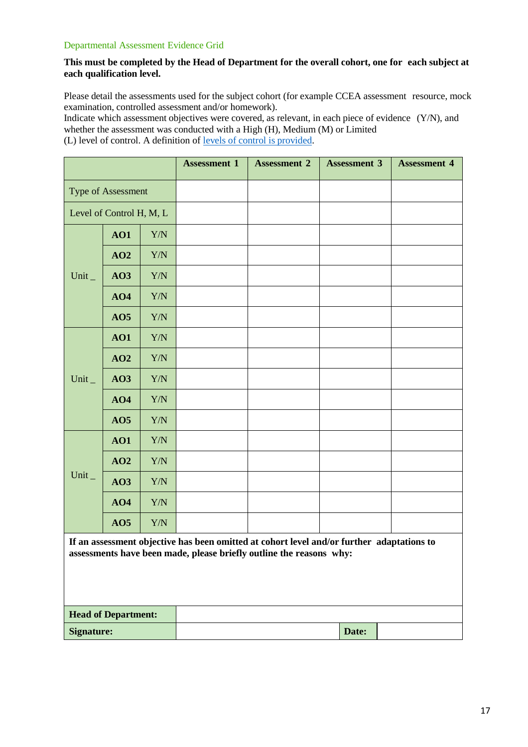Departmental Assessment Evidence Grid

**This must be completed by the Head of Department for the overall cohort, one for each subject at each qualification level.**

Please detail the assessments used for the subject cohort (for example CCEA assessment resource, mock examination, controlled assessment and/or homework).
Indicate which assessment objectives were covered, as relevant, in each piece of evidence (Y/N), and whether the assessment was conducted with a High (H), Medium (M) or Limited (L) level of control. A definition of [levels of control is provided](levels of control is provided).

| | | | **Assessment 1** | **Assessment 2** | **Assessment 3** | **Assessment 4** |
|---|---|---|---|---|---|---|
| Type of Assessment | | | | | | |
| Level of Control H, M, L | | | | | | |
| Unit _ | **AO1** | Y/N | | | | |
| | **AO2** | Y/N | | | | |
| | **AO3** | Y/N | | | | |
| | **AO4** | Y/N | | | | |
| | **AO5** | Y/N | | | | |
| Unit _ | **AO1** | Y/N | | | | |
| | **AO2** | Y/N | | | | |
| | **AO3** | Y/N | | | | |
| | **AO4** | Y/N | | | | |
| | **AO5** | Y/N | | | | |
| Unit _ | **AO1** | Y/N | | | | |
| | **AO2** | Y/N | | | | |
| | **AO3** | Y/N | | | | |
| | **AO4** | Y/N | | | | |
| | **AO5** | Y/N | | | | |

**If an assessment objective has been omitted at cohort level and/or further adaptations to assessments have been made, please briefly outline the reasons why:**

| | | | |
|---|---|---|---|
| **Head of Department:** | | | |
| **Signature:** | | **Date:** | |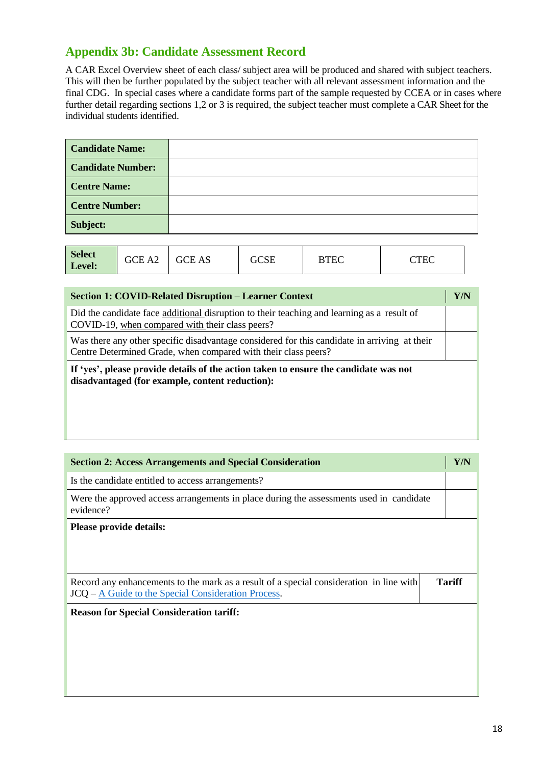## Appendix 3b: Candidate Assessment Record

A CAR Excel Overview sheet of each class/ subject area will be produced and shared with subject teachers. This will then be further populated by the subject teacher with all relevant assessment information and the final CDG. In special cases where a candidate forms part of the sample requested by CCEA or in cases where further detail regarding sections 1,2 or 3 is required, the subject teacher must complete a CAR Sheet for the individual students identified.

| **Candidate Name:** | |
|---|---|
| **Candidate Number:** | |
| **Centre Name:** | |
| **Centre Number:** | |
| **Subject:** | |

| **Select Level:** | GCE A2 | GCE AS | GCSE | BTEC | CTEC |
|---|---|---|---|---|---|

| **Section 1: COVID-Related Disruption – Learner Context** | **Y/N** |
|---|---|
| Did the candidate face additional disruption to their teaching and learning as a result of COVID-19, when compared with their class peers? | |
| Was there any other specific disadvantage considered for this candidate in arriving at their Centre Determined Grade, when compared with their class peers? | |
| **If 'yes', please provide details of the action taken to ensure the candidate was not disadvantaged (for example, content reduction):** | |

| **Section 2: Access Arrangements and Special Consideration** | **Y/N** |
|---|---|
| Is the candidate entitled to access arrangements? | |
| Were the approved access arrangements in place during the assessments used in candidate evidence? | |
| **Please provide details:** | |
| Record any enhancements to the mark as a result of a special consideration in line with JCQ – A Guide to the Special Consideration Process. | **Tariff** |
| **Reason for Special Consideration tariff:** | |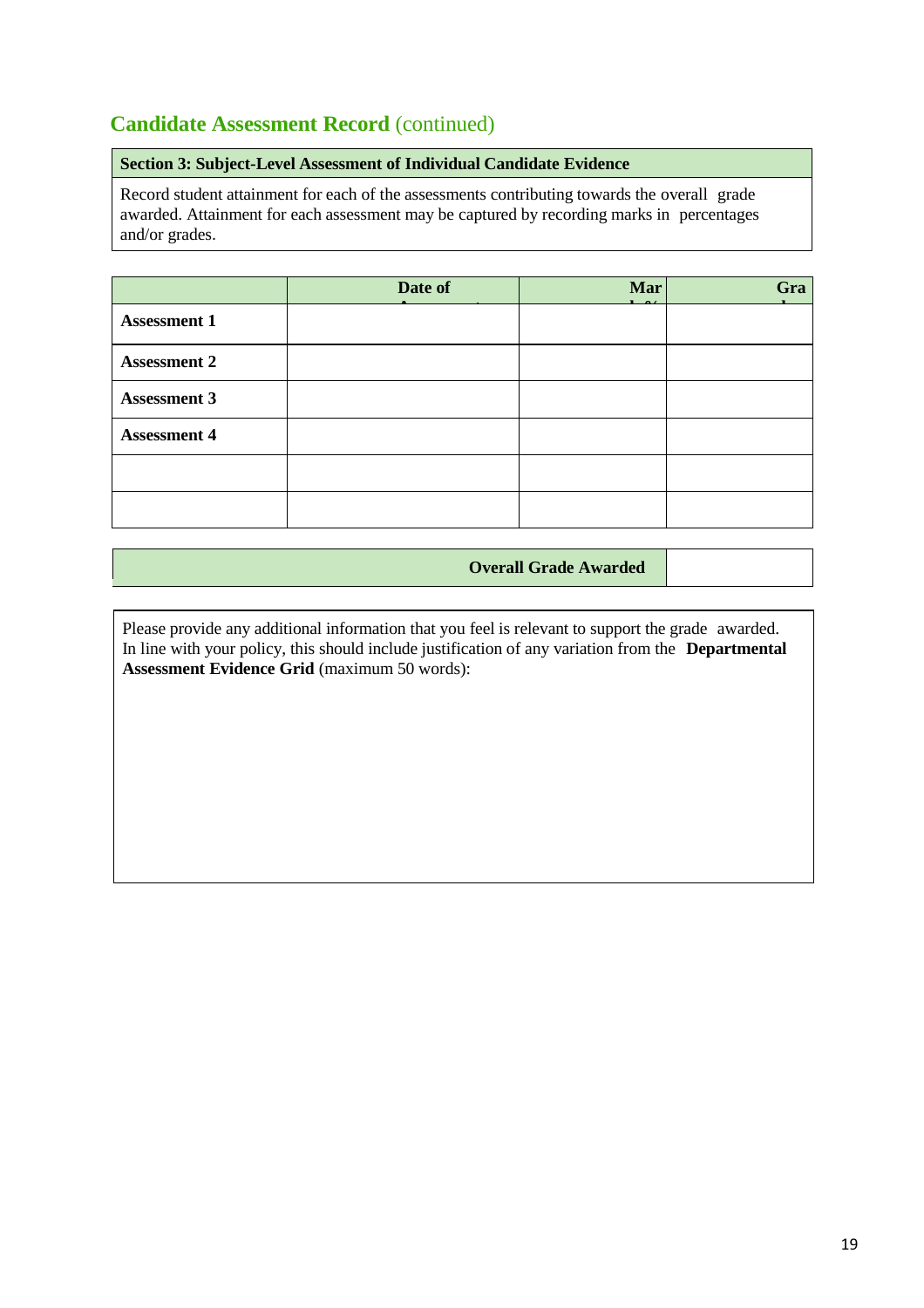## **Candidate Assessment Record** (continued)

**Section 3: Subject-Level Assessment of Individual Candidate Evidence**

Record student attainment for each of the assessments contributing towards the overall grade awarded. Attainment for each assessment may be captured by recording marks in percentages and/or grades.

| | Date of Assessment | Mark % | Grade |
|---|---|---|---|
| **Assessment 1** | | | |
| **Assessment 2** | | | |
| **Assessment 3** | | | |
| **Assessment 4** | | | |
| | | | |
| | | | |

| **Overall Grade Awarded** | |
|---|---|

Please provide any additional information that you feel is relevant to support the grade awarded. In line with your policy, this should include justification of any variation from the **Departmental Assessment Evidence Grid** (maximum 50 words):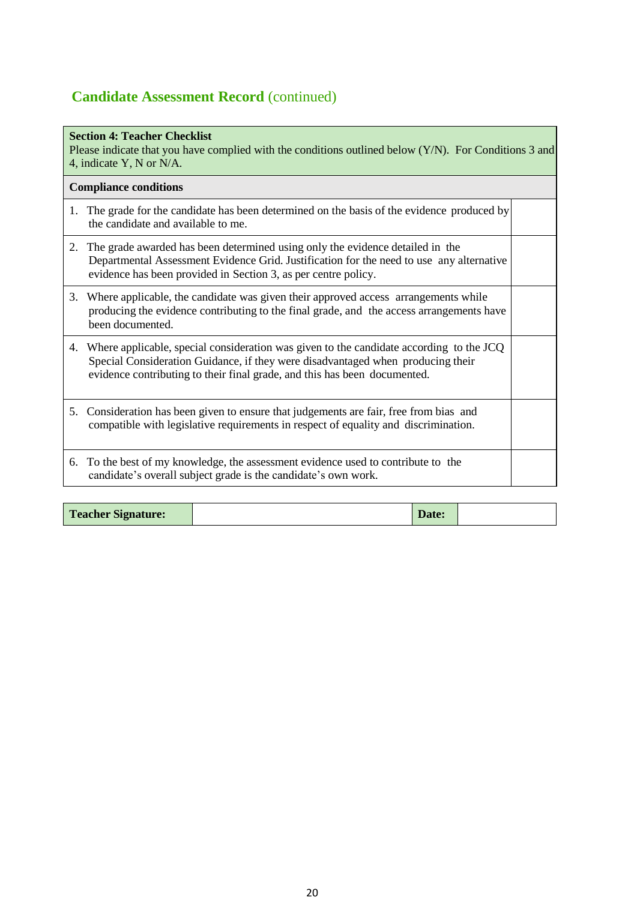## **Candidate Assessment Record** (continued)

| **Section 4: Teacher Checklist**<br>Please indicate that you have complied with the conditions outlined below (Y/N). For Conditions 3 and 4, indicate Y, N or N/A. | |
|---|---|
| **Compliance conditions** | |
| 1. The grade for the candidate has been determined on the basis of the evidence produced by the candidate and available to me. | |
| 2. The grade awarded has been determined using only the evidence detailed in the Departmental Assessment Evidence Grid. Justification for the need to use any alternative evidence has been provided in Section 3, as per centre policy. | |
| 3. Where applicable, the candidate was given their approved access arrangements while producing the evidence contributing to the final grade, and the access arrangements have been documented. | |
| 4. Where applicable, special consideration was given to the candidate according to the JCQ Special Consideration Guidance, if they were disadvantaged when producing their evidence contributing to their final grade, and this has been documented. | |
| 5. Consideration has been given to ensure that judgements are fair, free from bias and compatible with legislative requirements in respect of equality and discrimination. | |
| 6. To the best of my knowledge, the assessment evidence used to contribute to the candidate's overall subject grade is the candidate's own work. | |

| **Teacher Signature:** | | **Date:** | |
|---|---|---|---|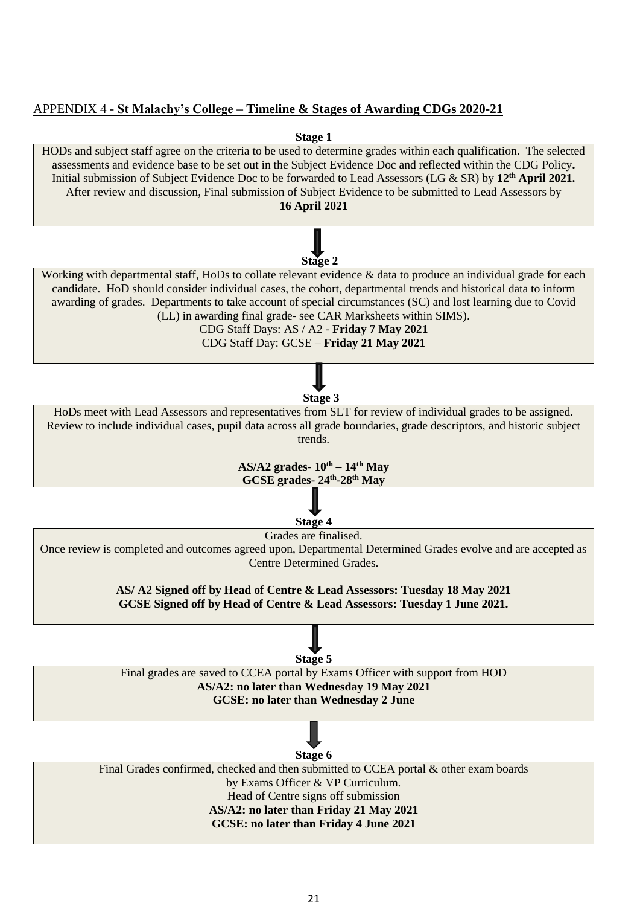APPENDIX 4 - **St Malachy's College – Timeline & Stages of Awarding CDGs 2020-21**

**Stage 1**

HODs and subject staff agree on the criteria to be used to determine grades within each qualification. The selected assessments and evidence base to be set out in the Subject Evidence Doc and reflected within the CDG Policy**.** Initial submission of Subject Evidence Doc to be forwarded to Lead Assessors (LG & SR) by **12th April 2021.** After review and discussion, Final submission of Subject Evidence to be submitted to Lead Assessors by **16 April 2021**

↓

**Stage 2**

Working with departmental staff, HoDs to collate relevant evidence & data to produce an individual grade for each candidate. HoD should consider individual cases, the cohort, departmental trends and historical data to inform awarding of grades. Departments to take account of special circumstances (SC) and lost learning due to Covid (LL) in awarding final grade- see CAR Marksheets within SIMS).

CDG Staff Days: AS / A2 - **Friday 7 May 2021**

CDG Staff Day: GCSE – **Friday 21 May 2021**

↓

**Stage 3**

HoDs meet with Lead Assessors and representatives from SLT for review of individual grades to be assigned. Review to include individual cases, pupil data across all grade boundaries, grade descriptors, and historic subject trends.

**AS/A2 grades- 10th – 14th May**

**GCSE grades- 24th-28th May**

↓

**Stage 4**

Grades are finalised.

Once review is completed and outcomes agreed upon, Departmental Determined Grades evolve and are accepted as Centre Determined Grades.

**AS/ A2 Signed off by Head of Centre & Lead Assessors: Tuesday 18 May 2021**

**GCSE Signed off by Head of Centre & Lead Assessors: Tuesday 1 June 2021.**

↓

**Stage 5**

Final grades are saved to CCEA portal by Exams Officer with support from HOD

**AS/A2: no later than Wednesday 19 May 2021**

**GCSE: no later than Wednesday 2 June**

↓

**Stage 6**

Final Grades confirmed, checked and then submitted to CCEA portal & other exam boards by Exams Officer & VP Curriculum.

Head of Centre signs off submission

**AS/A2: no later than Friday 21 May 2021**

**GCSE: no later than Friday 4 June 2021**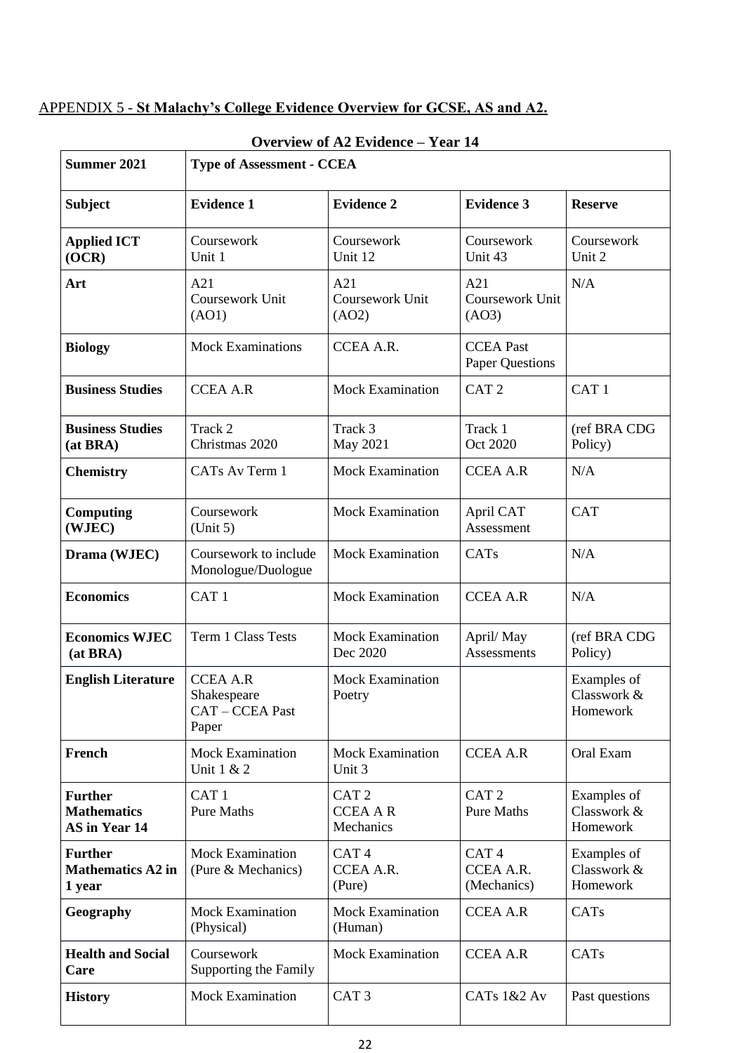APPENDIX 5 - **St Malachy's College Evidence Overview for GCSE, AS and A2.**

**Overview of A2 Evidence – Year 14**

| **Summer 2021** | **Type of Assessment - CCEA** | | | |
|---|---|---|---|---|
| **Subject** | **Evidence 1** | **Evidence 2** | **Evidence 3** | **Reserve** |
| **Applied ICT (OCR)** | Coursework Unit 1 | Coursework Unit 12 | Coursework Unit 43 | Coursework Unit 2 |
| **Art** | A21 Coursework Unit (AO1) | A21 Coursework Unit (AO2) | A21 Coursework Unit (AO3) | N/A |
| **Biology** | Mock Examinations | CCEA A.R. | CCEA Past Paper Questions | |
| **Business Studies** | CCEA A.R | Mock Examination | CAT 2 | CAT 1 |
| **Business Studies (at BRA)** | Track 2 Christmas 2020 | Track 3 May 2021 | Track 1 Oct 2020 | (ref BRA CDG Policy) |
| **Chemistry** | CATs Av Term 1 | Mock Examination | CCEA A.R | N/A |
| **Computing (WJEC)** | Coursework (Unit 5) | Mock Examination | April CAT Assessment | CAT |
| **Drama (WJEC)** | Coursework to include Monologue/Duologue | Mock Examination | CATs | N/A |
| **Economics** | CAT 1 | Mock Examination | CCEA A.R | N/A |
| **Economics WJEC (at BRA)** | Term 1 Class Tests | Mock Examination Dec 2020 | April/ May Assessments | (ref BRA CDG Policy) |
| **English Literature** | CCEA A.R Shakespeare CAT – CCEA Past Paper | Mock Examination Poetry | | Examples of Classwork & Homework |
| **French** | Mock Examination Unit 1 & 2 | Mock Examination Unit 3 | CCEA A.R | Oral Exam |
| **Further Mathematics AS in Year 14** | CAT 1 Pure Maths | CAT 2 CCEA A R Mechanics | CAT 2 Pure Maths | Examples of Classwork & Homework |
| **Further Mathematics A2 in 1 year** | Mock Examination (Pure & Mechanics) | CAT 4 CCEA A.R. (Pure) | CAT 4 CCEA A.R. (Mechanics) | Examples of Classwork & Homework |
| **Geography** | Mock Examination (Physical) | Mock Examination (Human) | CCEA A.R | CATs |
| **Health and Social Care** | Coursework Supporting the Family | Mock Examination | CCEA A.R | CATs |
| **History** | Mock Examination | CAT 3 | CATs 1&2 Av | Past questions |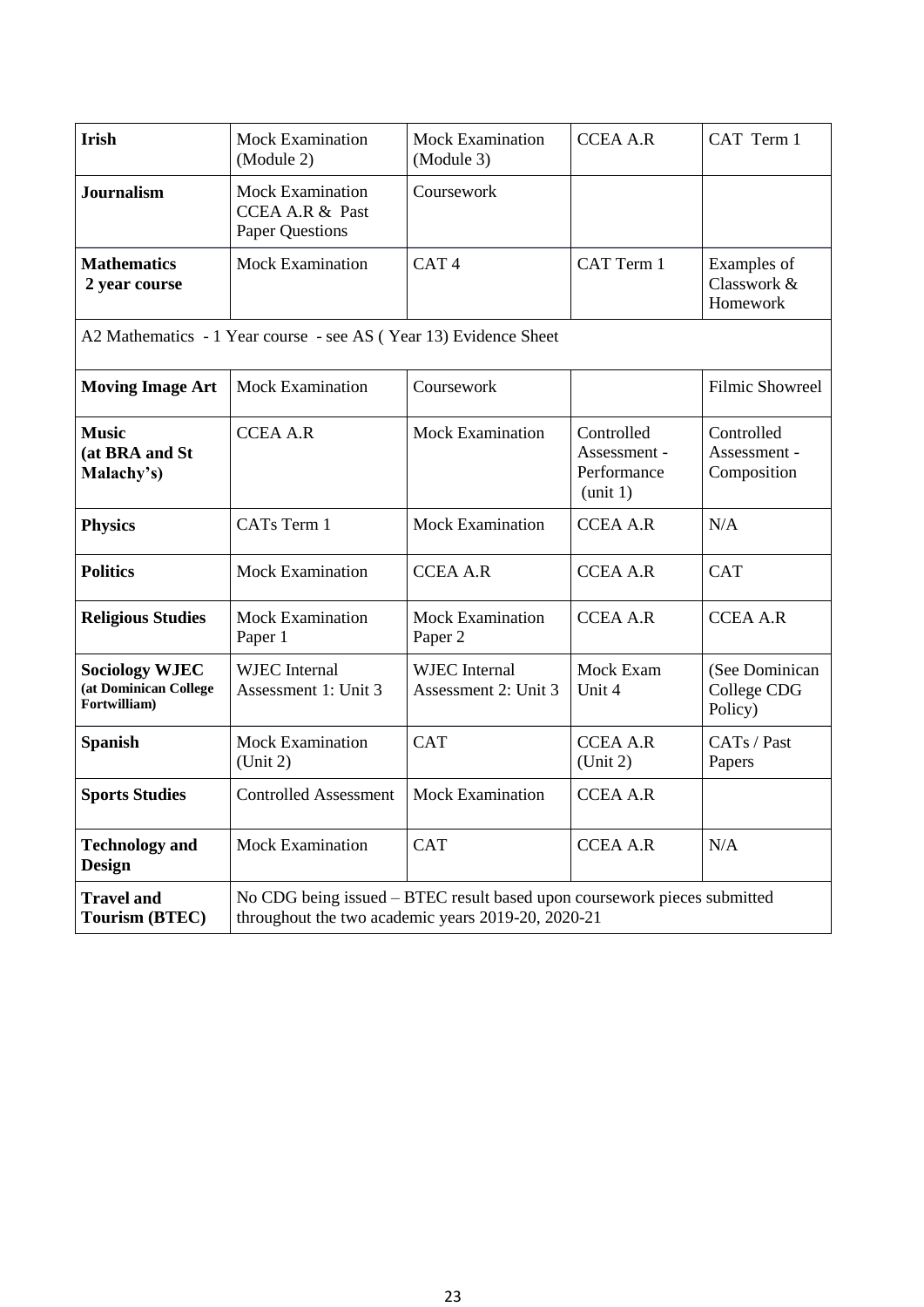| **Irish** | Mock Examination (Module 2) | Mock Examination (Module 3) | CCEA A.R | CAT Term 1 |
|---|---|---|---|---|
| **Journalism** | Mock Examination CCEA A.R & Past Paper Questions | Coursework | | |
| **Mathematics 2 year course** | Mock Examination | CAT 4 | CAT Term 1 | Examples of Classwork & Homework |
| A2 Mathematics - 1 Year course - see AS ( Year 13) Evidence Sheet | | | | |
| **Moving Image Art** | Mock Examination | Coursework | | Filmic Showreel |
| **Music (at BRA and St Malachy's)** | CCEA A.R | Mock Examination | Controlled Assessment - Performance (unit 1) | Controlled Assessment - Composition |
| **Physics** | CATs Term 1 | Mock Examination | CCEA A.R | N/A |
| **Politics** | Mock Examination | CCEA A.R | CCEA A.R | CAT |
| **Religious Studies** | Mock Examination Paper 1 | Mock Examination Paper 2 | CCEA A.R | CCEA A.R |
| **Sociology WJEC (at Dominican College Fortwilliam)** | WJEC Internal Assessment 1: Unit 3 | WJEC Internal Assessment 2: Unit 3 | Mock Exam Unit 4 | (See Dominican College CDG Policy) |
| **Spanish** | Mock Examination (Unit 2) | CAT | CCEA A.R (Unit 2) | CATs / Past Papers |
| **Sports Studies** | Controlled Assessment | Mock Examination | CCEA A.R | |
| **Technology and Design** | Mock Examination | CAT | CCEA A.R | N/A |
| **Travel and Tourism (BTEC)** | No CDG being issued – BTEC result based upon coursework pieces submitted throughout the two academic years 2019-20, 2020-21 | | | |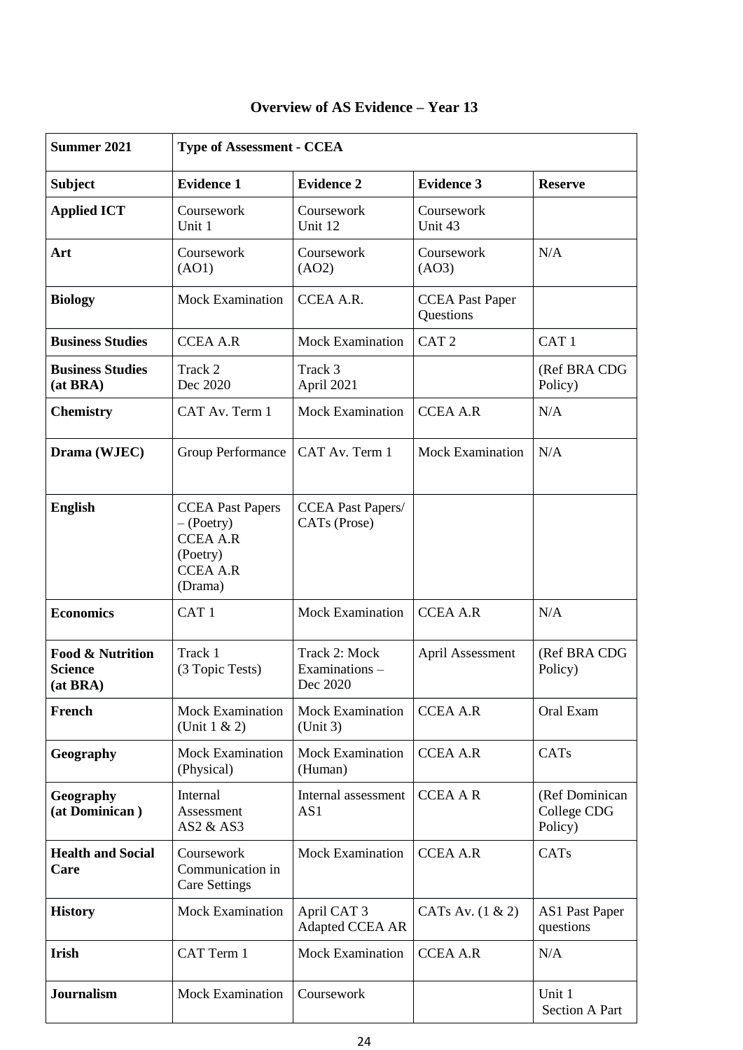## Overview of AS Evidence – Year 13

| Summer 2021 | Type of Assessment - CCEA | | | |
|---|---|---|---|---|
| **Subject** | **Evidence 1** | **Evidence 2** | **Evidence 3** | **Reserve** |
| **Applied ICT** | Coursework Unit 1 | Coursework Unit 12 | Coursework Unit 43 | |
| **Art** | Coursework (AO1) | Coursework (AO2) | Coursework (AO3) | N/A |
| **Biology** | Mock Examination | CCEA A.R. | CCEA Past Paper Questions | |
| **Business Studies** | CCEA A.R | Mock Examination | CAT 2 | CAT 1 |
| **Business Studies (at BRA)** | Track 2 Dec 2020 | Track 3 April 2021 | | (Ref BRA CDG Policy) |
| **Chemistry** | CAT Av. Term 1 | Mock Examination | CCEA A.R | N/A |
| **Drama (WJEC)** | Group Performance | CAT Av. Term 1 | Mock Examination | N/A |
| **English** | CCEA Past Papers – (Poetry) CCEA A.R (Poetry) CCEA A.R (Drama) | CCEA Past Papers/ CATs (Prose) | | |
| **Economics** | CAT 1 | Mock Examination | CCEA A.R | N/A |
| **Food & Nutrition Science (at BRA)** | Track 1 (3 Topic Tests) | Track 2: Mock Examinations – Dec 2020 | April Assessment | (Ref BRA CDG Policy) |
| **French** | Mock Examination (Unit 1 & 2) | Mock Examination (Unit 3) | CCEA A.R | Oral Exam |
| **Geography** | Mock Examination (Physical) | Mock Examination (Human) | CCEA A.R | CATs |
| **Geography (at Dominican )** | Internal Assessment AS2 & AS3 | Internal assessment AS1 | CCEA A R | (Ref Dominican College CDG Policy) |
| **Health and Social Care** | Coursework Communication in Care Settings | Mock Examination | CCEA A.R | CATs |
| **History** | Mock Examination | April CAT 3 Adapted CCEA AR | CATs Av. (1 & 2) | AS1 Past Paper questions |
| **Irish** | CAT Term 1 | Mock Examination | CCEA A.R | N/A |
| **Journalism** | Mock Examination | Coursework | | Unit 1 Section A Part |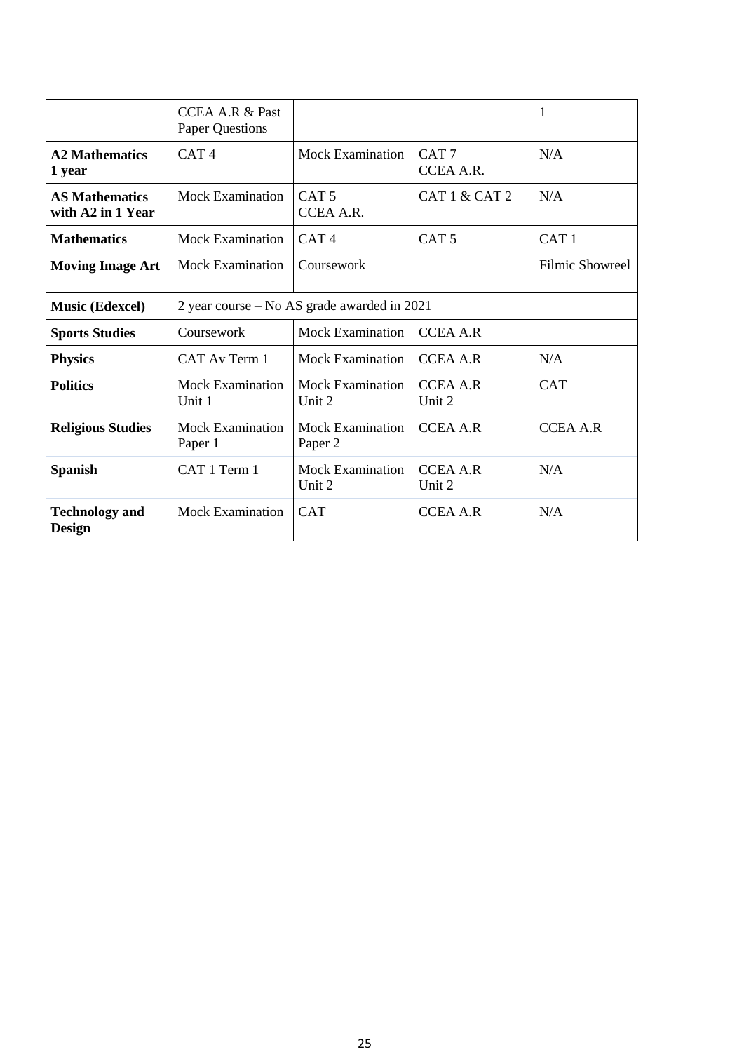|  | CCEA A.R & Past Paper Questions |  |  | 1 |
|---|---|---|---|---|
| **A2 Mathematics 1 year** | CAT 4 | Mock Examination | CAT 7 CCEA A.R. | N/A |
| **AS Mathematics with A2 in 1 Year** | Mock Examination | CAT 5 CCEA A.R. | CAT 1 & CAT 2 | N/A |
| **Mathematics** | Mock Examination | CAT 4 | CAT 5 | CAT 1 |
| **Moving Image Art** | Mock Examination | Coursework |  | Filmic Showreel |
| **Music (Edexcel)** | 2 year course – No AS grade awarded in 2021 |  |  |  |
| **Sports Studies** | Coursework | Mock Examination | CCEA A.R |  |
| **Physics** | CAT Av Term 1 | Mock Examination | CCEA A.R | N/A |
| **Politics** | Mock Examination Unit 1 | Mock Examination Unit 2 | CCEA A.R Unit 2 | CAT |
| **Religious Studies** | Mock Examination Paper 1 | Mock Examination Paper 2 | CCEA A.R | CCEA A.R |
| **Spanish** | CAT 1 Term 1 | Mock Examination Unit 2 | CCEA A.R Unit 2 | N/A |
| **Technology and Design** | Mock Examination | CAT | CCEA A.R | N/A |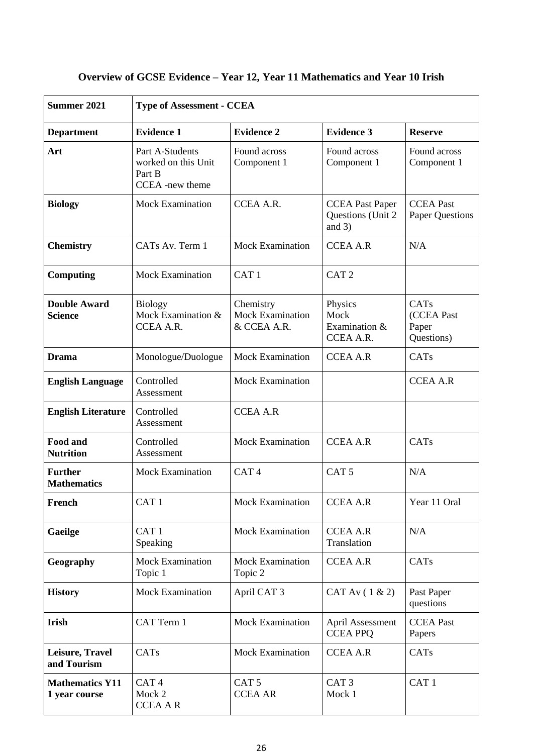## Overview of GCSE Evidence – Year 12, Year 11 Mathematics and Year 10 Irish

| Summer 2021 | Type of Assessment - CCEA | | | |
|---|---|---|---|---|
| **Department** | **Evidence 1** | **Evidence 2** | **Evidence 3** | **Reserve** |
| **Art** | Part A-Students worked on this Unit Part B CCEA -new theme | Found across Component 1 | Found across Component 1 | Found across Component 1 |
| **Biology** | Mock Examination | CCEA A.R. | CCEA Past Paper Questions (Unit 2 and 3) | CCEA Past Paper Questions |
| **Chemistry** | CATs Av. Term 1 | Mock Examination | CCEA A.R | N/A |
| **Computing** | Mock Examination | CAT 1 | CAT 2 | |
| **Double Award Science** | Biology Mock Examination & CCEA A.R. | Chemistry Mock Examination & CCEA A.R. | Physics Mock Examination & CCEA A.R. | CATs (CCEA Past Paper Questions) |
| **Drama** | Monologue/Duologue | Mock Examination | CCEA A.R | CATs |
| **English Language** | Controlled Assessment | Mock Examination | | CCEA A.R |
| **English Literature** | Controlled Assessment | CCEA A.R | | |
| **Food and Nutrition** | Controlled Assessment | Mock Examination | CCEA A.R | CATs |
| **Further Mathematics** | Mock Examination | CAT 4 | CAT 5 | N/A |
| **French** | CAT 1 | Mock Examination | CCEA A.R | Year 11 Oral |
| **Gaeilge** | CAT 1 Speaking | Mock Examination | CCEA A.R Translation | N/A |
| **Geography** | Mock Examination Topic 1 | Mock Examination Topic 2 | CCEA A.R | CATs |
| **History** | Mock Examination | April CAT 3 | CAT Av ( 1 & 2) | Past Paper questions |
| **Irish** | CAT Term 1 | Mock Examination | April Assessment CCEA PPQ | CCEA Past Papers |
| **Leisure, Travel and Tourism** | CATs | Mock Examination | CCEA A.R | CATs |
| **Mathematics Y11 1 year course** | CAT 4 Mock 2 CCEA A R | CAT 5 CCEA AR | CAT 3 Mock 1 | CAT 1 |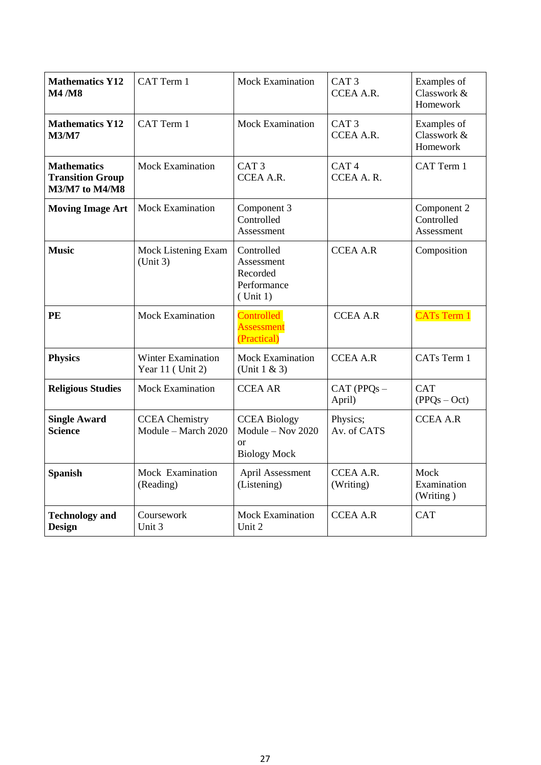| | | | | |
|---|---|---|---|---|
| **Mathematics Y12 M4 /M8** | CAT Term 1 | Mock Examination | CAT 3<br>CCEA A.R. | Examples of Classwork & Homework |
| **Mathematics Y12 M3/M7** | CAT Term 1 | Mock Examination | CAT 3<br>CCEA A.R. | Examples of Classwork & Homework |
| **Mathematics Transition Group M3/M7 to M4/M8** | Mock Examination | CAT 3<br>CCEA A.R. | CAT 4<br>CCEA A. R. | CAT Term 1 |
| **Moving Image Art** | Mock Examination | Component 3 Controlled Assessment | | Component 2 Controlled Assessment |
| **Music** | Mock Listening Exam (Unit 3) | Controlled Assessment Recorded Performance ( Unit 1) | CCEA A.R | Composition |
| **PE** | Mock Examination | Controlled Assessment (Practical) | CCEA A.R | CATs Term 1 |
| **Physics** | Winter Examination Year 11 ( Unit 2) | Mock Examination (Unit 1 & 3) | CCEA A.R | CATs Term 1 |
| **Religious Studies** | Mock Examination | CCEA AR | CAT (PPQs – April) | CAT (PPQs – Oct) |
| **Single Award Science** | CCEA Chemistry Module – March 2020 | CCEA Biology Module – Nov 2020 or Biology Mock | Physics; Av. of CATS | CCEA A.R |
| **Spanish** | Mock Examination (Reading) | April Assessment (Listening) | CCEA A.R. (Writing) | Mock Examination (Writing ) |
| **Technology and Design** | Coursework Unit 3 | Mock Examination Unit 2 | CCEA A.R | CAT |